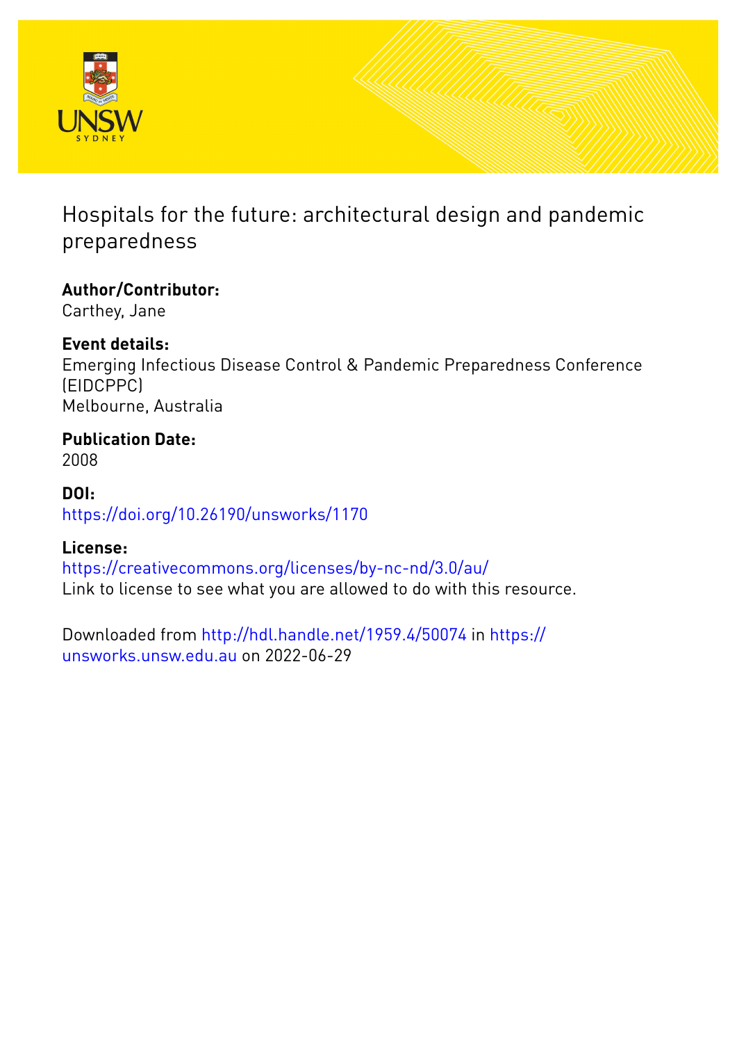# Hospitals for the future: architectural design and pandemic preparedness

**Author/Contributor:**
Carthey, Jane

**Event details:**
Emerging Infectious Disease Control & Pandemic Preparedness Conference (EIDCPPC)
Melbourne, Australia

**Publication Date:**
2008

**DOI:**
https://doi.org/10.26190/unsworks/1170

**License:**
https://creativecommons.org/licenses/by-nc-nd/3.0/au/
Link to license to see what you are allowed to do with this resource.

Downloaded from http://hdl.handle.net/1959.4/50074 in https://unsworks.unsw.edu.au on 2022-06-29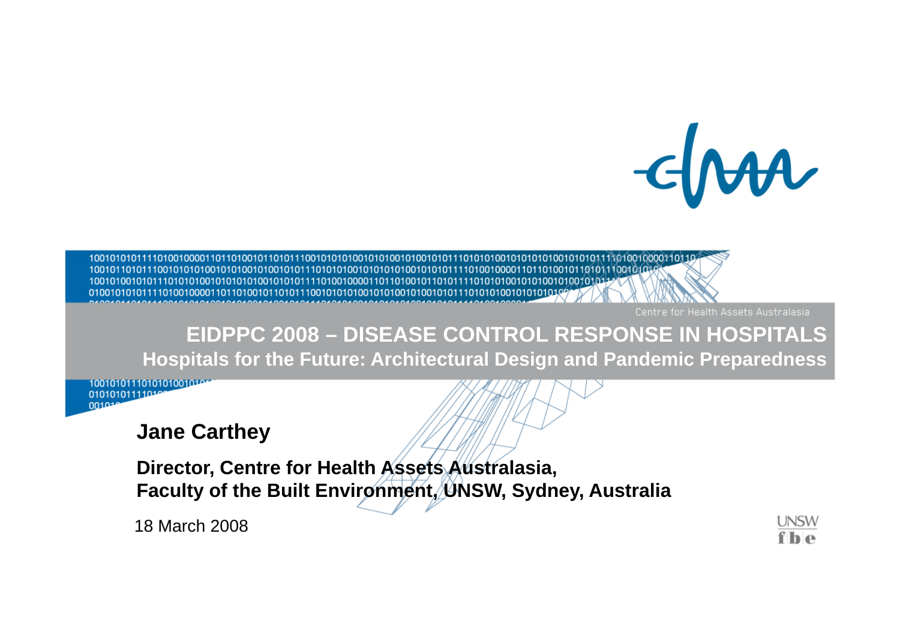Centre for Health Assets Australasia

# EIDPPC 2008 – DISEASE CONTROL RESPONSE IN HOSPITALS

## Hospitals for the Future: Architectural Design and Pandemic Preparedness

**Jane Carthey**

**Director, Centre for Health Assets Australasia,**
**Faculty of the Built Environment, UNSW, Sydney, Australia**

18 March 2008

UNSW fbe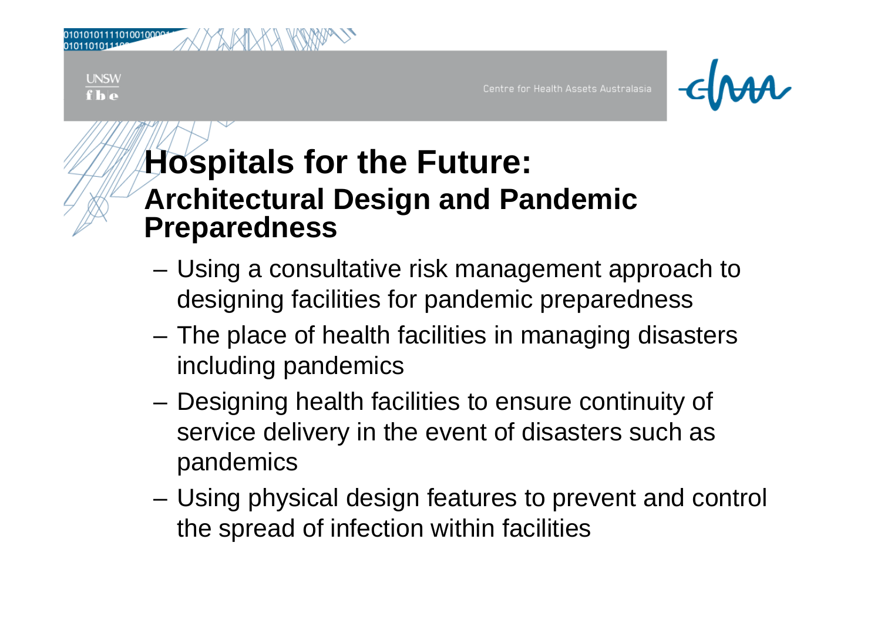# Hospitals for the Future:

## Architectural Design and Pandemic Preparedness

- Using a consultative risk management approach to designing facilities for pandemic preparedness
- The place of health facilities in managing disasters including pandemics
- Designing health facilities to ensure continuity of service delivery in the event of disasters such as pandemics
- Using physical design features to prevent and control the spread of infection within facilities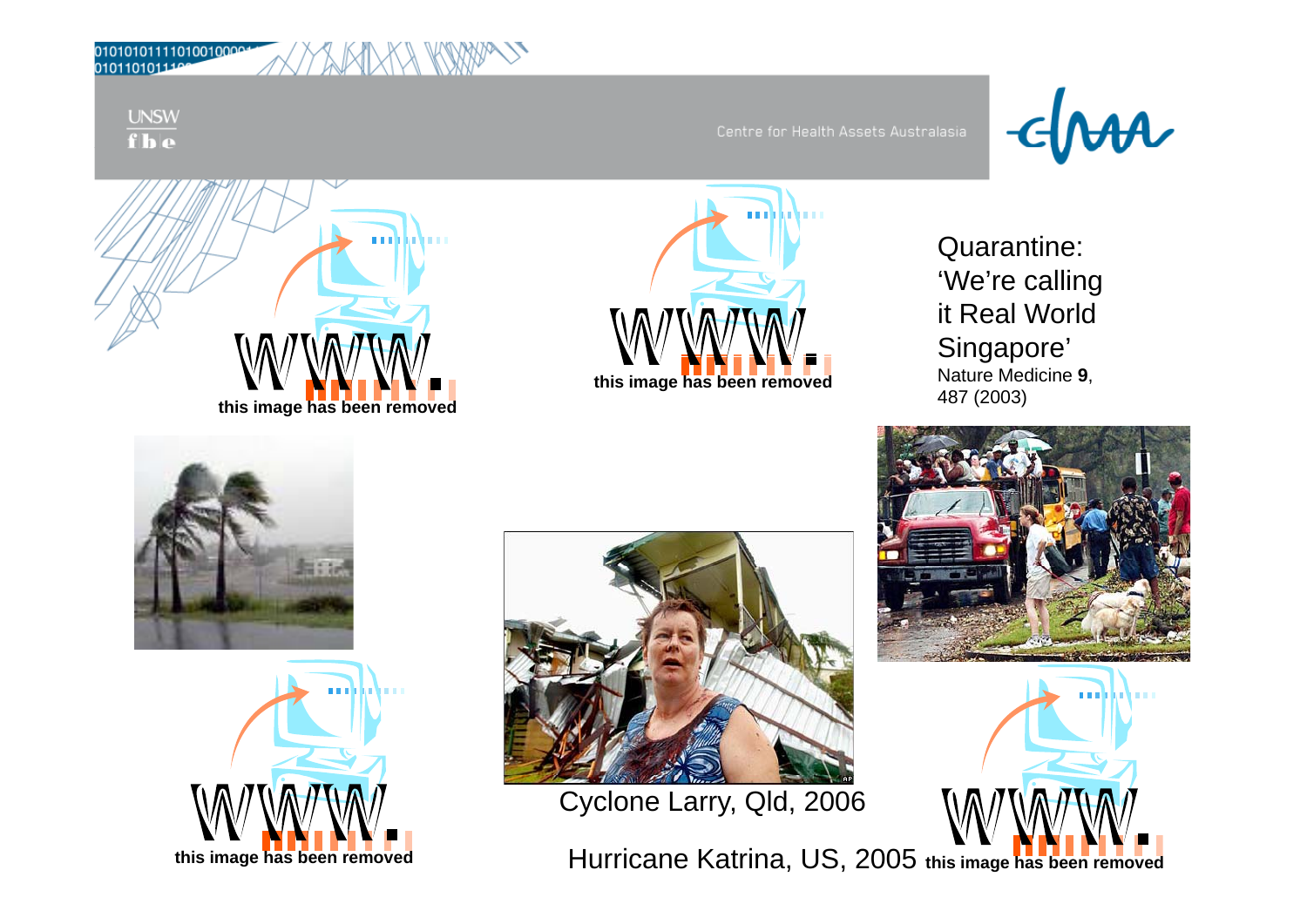Quarantine: 'We're calling it Real World Singapore'
Nature Medicine **9**, 487 (2003)

this image has been removed

this image has been removed

this image has been removed

Cyclone Larry, Qld, 2006

Hurricane Katrina, US, 2005

this image has been removed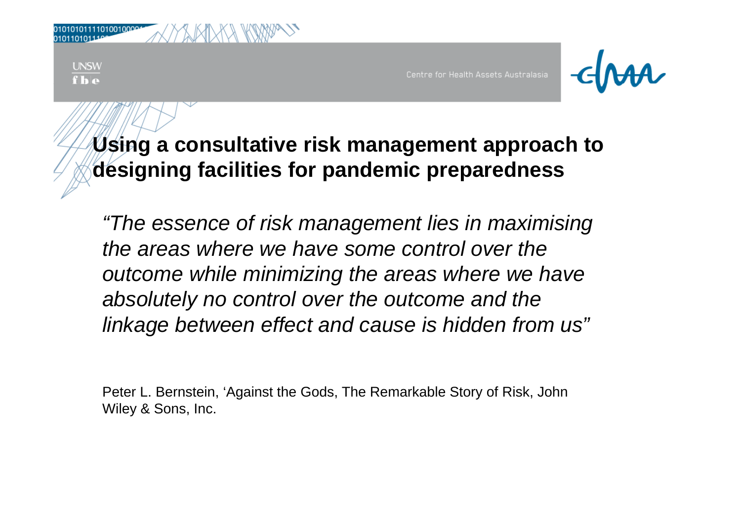# Using a consultative risk management approach to designing facilities for pandemic preparedness

*"The essence of risk management lies in maximising the areas where we have some control over the outcome while minimizing the areas where we have absolutely no control over the outcome and the linkage between effect and cause is hidden from us"*

Peter L. Bernstein, 'Against the Gods, The Remarkable Story of Risk, John Wiley & Sons, Inc.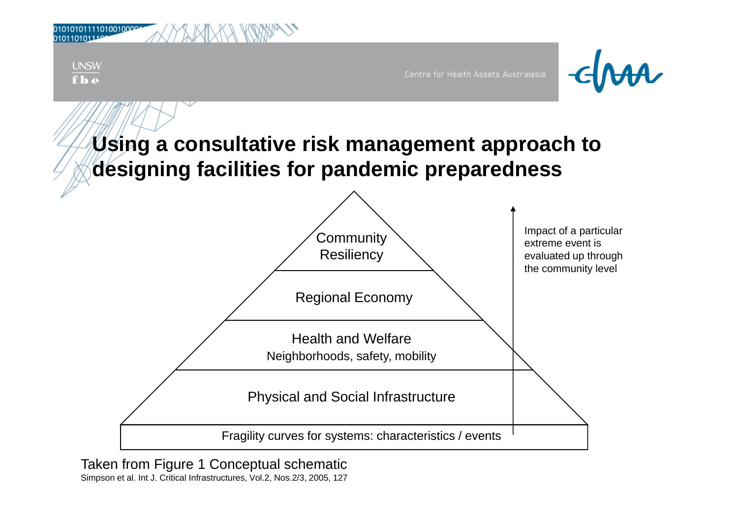# Using a consultative risk management approach to designing facilities for pandemic preparedness

Community Resiliency

Regional Economy

Health and Welfare
Neighborhoods, safety, mobility

Physical and Social Infrastructure

Fragility curves for systems: characteristics / events

Impact of a particular extreme event is evaluated up through the community level

Taken from Figure 1 Conceptual schematic
Simpson et al. Int J. Critical Infrastructures, Vol.2, Nos.2/3, 2005, 127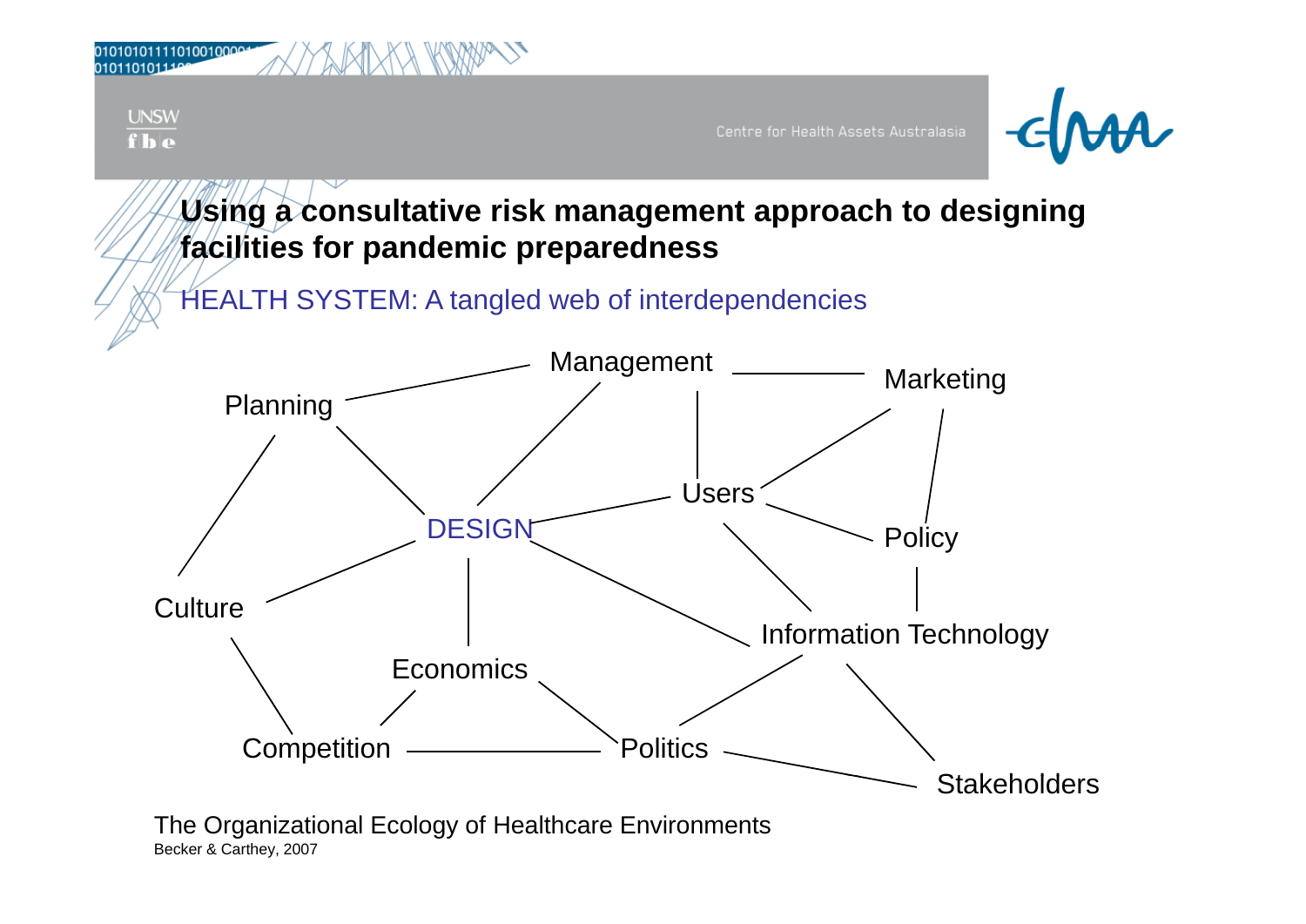# Using a consultative risk management approach to designing facilities for pandemic preparedness

## HEALTH SYSTEM: A tangled web of interdependencies

Management

Marketing

Planning

Users

DESIGN

Policy

Culture

Information Technology

Economics

Competition

Politics

Stakeholders

The Organizational Ecology of Healthcare Environments

Becker & Carthey, 2007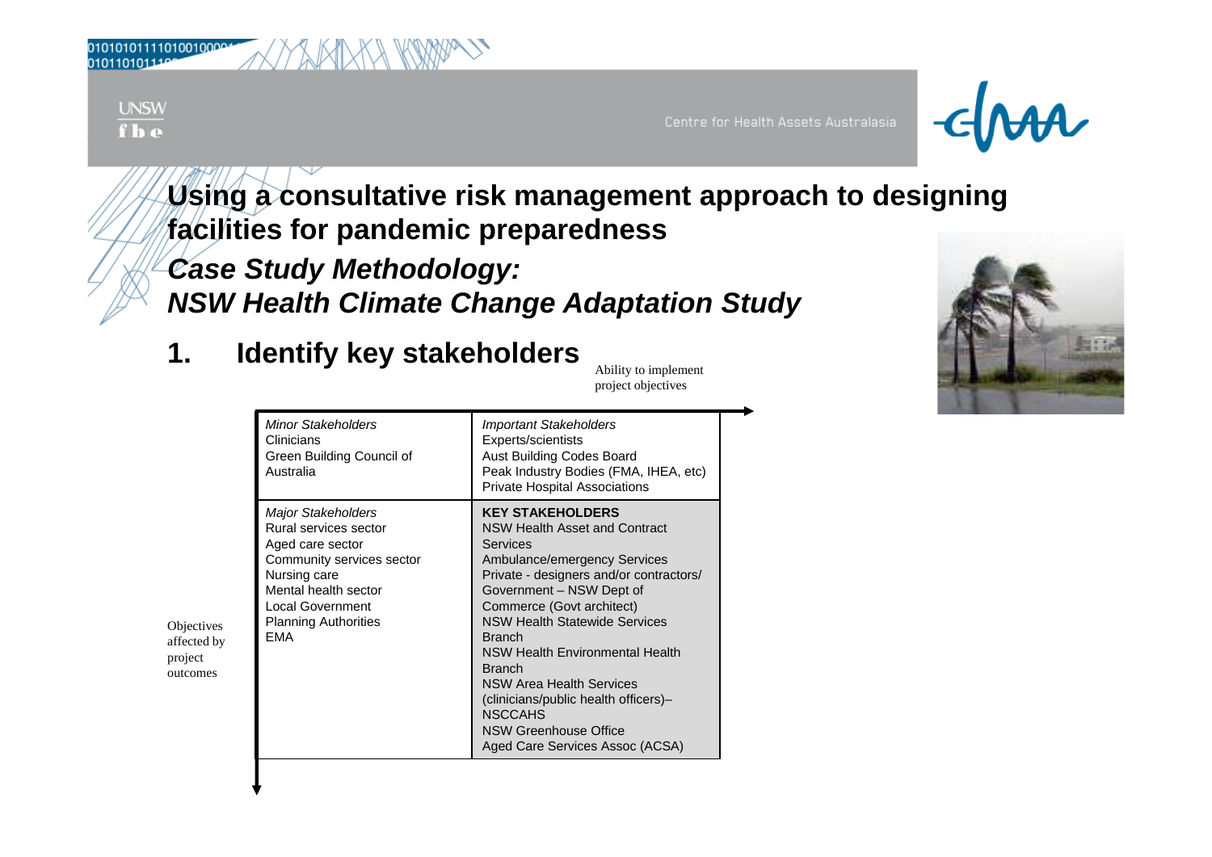# Using a consultative risk management approach to designing facilities for pandemic preparedness

## *Case Study Methodology: NSW Health Climate Change Adaptation Study*

## 1. Identify key stakeholders

Ability to implement project objectives →

Objectives affected by project outcomes ↓

| *Minor Stakeholders*<br>Clinicians<br>Green Building Council of Australia | *Important Stakeholders*<br>Experts/scientists<br>Aust Building Codes Board<br>Peak Industry Bodies (FMA, IHEA, etc)<br>Private Hospital Associations |
|---|---|
| *Major Stakeholders*<br>Rural services sector<br>Aged care sector<br>Community services sector<br>Nursing care<br>Mental health sector<br>Local Government<br>Planning Authorities<br>EMA | **KEY STAKEHOLDERS**<br>NSW Health Asset and Contract Services<br>Ambulance/emergency Services<br>Private - designers and/or contractors/<br>Government – NSW Dept of Commerce (Govt architect)<br>NSW Health Statewide Services Branch<br>NSW Health Environmental Health Branch<br>NSW Area Health Services (clinicians/public health officers)– NSCCAHS<br>NSW Greenhouse Office<br>Aged Care Services Assoc (ACSA) |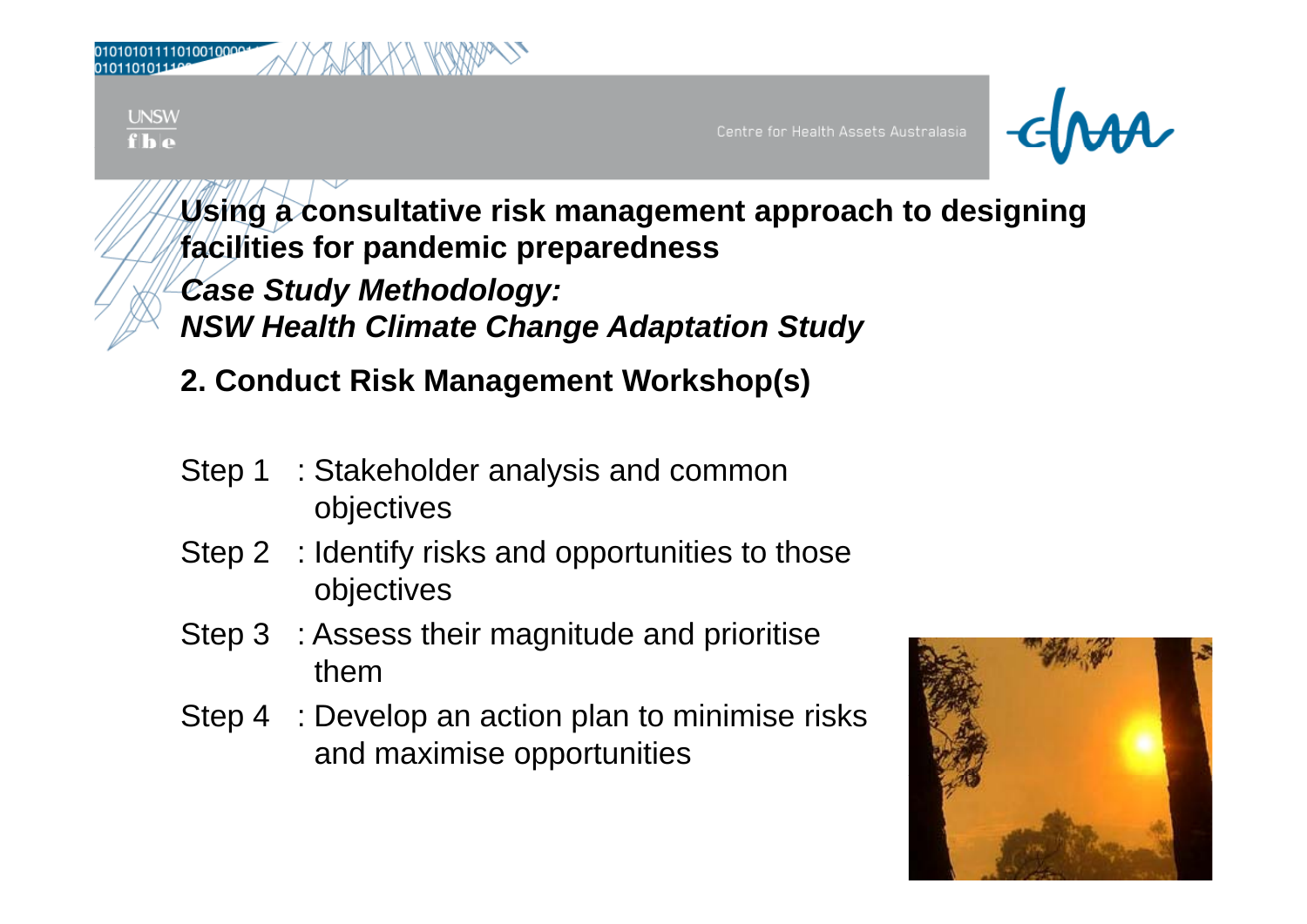# Using a consultative risk management approach to designing facilities for pandemic preparedness

## *Case Study Methodology: NSW Health Climate Change Adaptation Study*

## 2. Conduct Risk Management Workshop(s)

- Step 1 : Stakeholder analysis and common objectives
- Step 2 : Identify risks and opportunities to those objectives
- Step 3 : Assess their magnitude and prioritise them
- Step 4 : Develop an action plan to minimise risks and maximise opportunities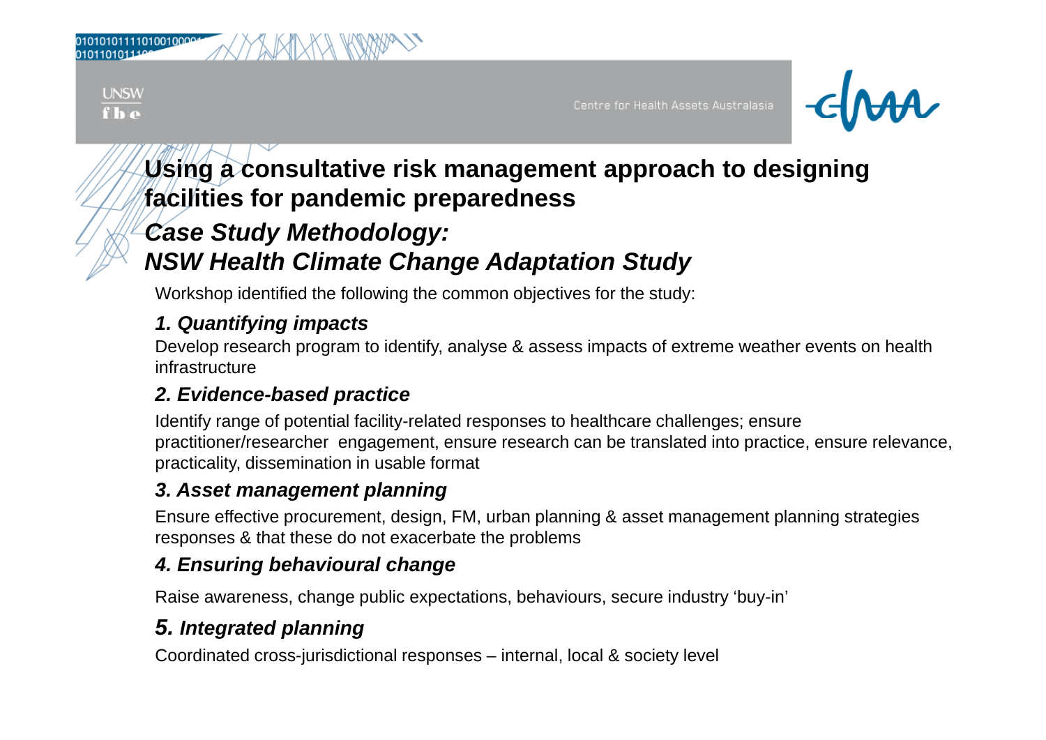# Using a consultative risk management approach to designing facilities for pandemic preparedness

## *Case Study Methodology:*
## *NSW Health Climate Change Adaptation Study*

Workshop identified the following the common objectives for the study:

### *1. Quantifying impacts*

Develop research program to identify, analyse & assess impacts of extreme weather events on health infrastructure

### *2. Evidence-based practice*

Identify range of potential facility-related responses to healthcare challenges; ensure practitioner/researcher engagement, ensure research can be translated into practice, ensure relevance, practicality, dissemination in usable format

### *3. Asset management planning*

Ensure effective procurement, design, FM, urban planning & asset management planning strategies responses & that these do not exacerbate the problems

### *4. Ensuring behavioural change*

Raise awareness, change public expectations, behaviours, secure industry 'buy-in'

### *5. Integrated planning*

Coordinated cross-jurisdictional responses – internal, local & society level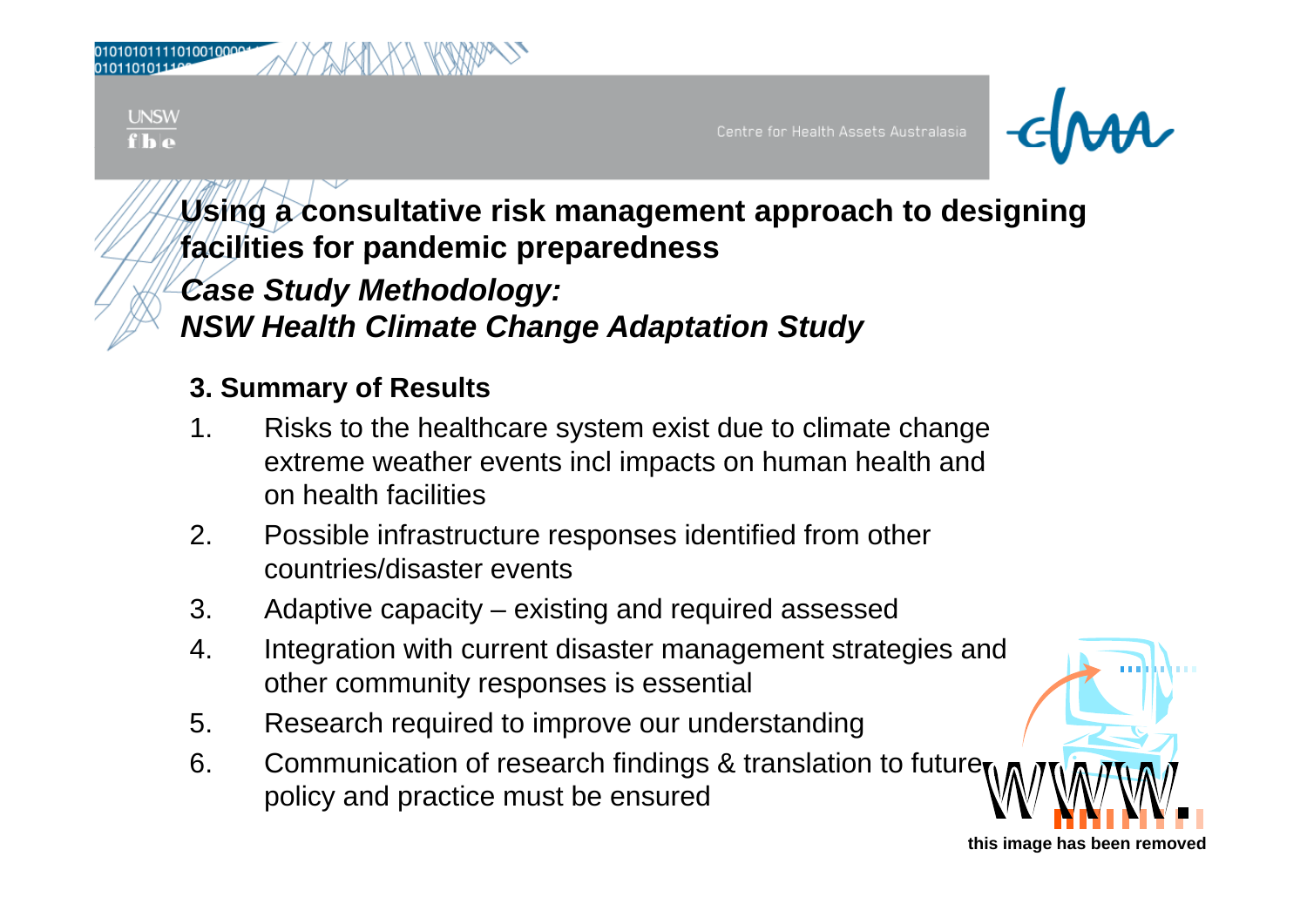**Using a consultative risk management approach to designing facilities for pandemic preparedness**

***Case Study Methodology:***
***NSW Health Climate Change Adaptation Study***

**3. Summary of Results**

1. Risks to the healthcare system exist due to climate change extreme weather events incl impacts on human health and on health facilities
2. Possible infrastructure responses identified from other countries/disaster events
3. Adaptive capacity – existing and required assessed
4. Integration with current disaster management strategies and other community responses is essential
5. Research required to improve our understanding
6. Communication of research findings & translation to future policy and practice must be ensured

**this image has been removed**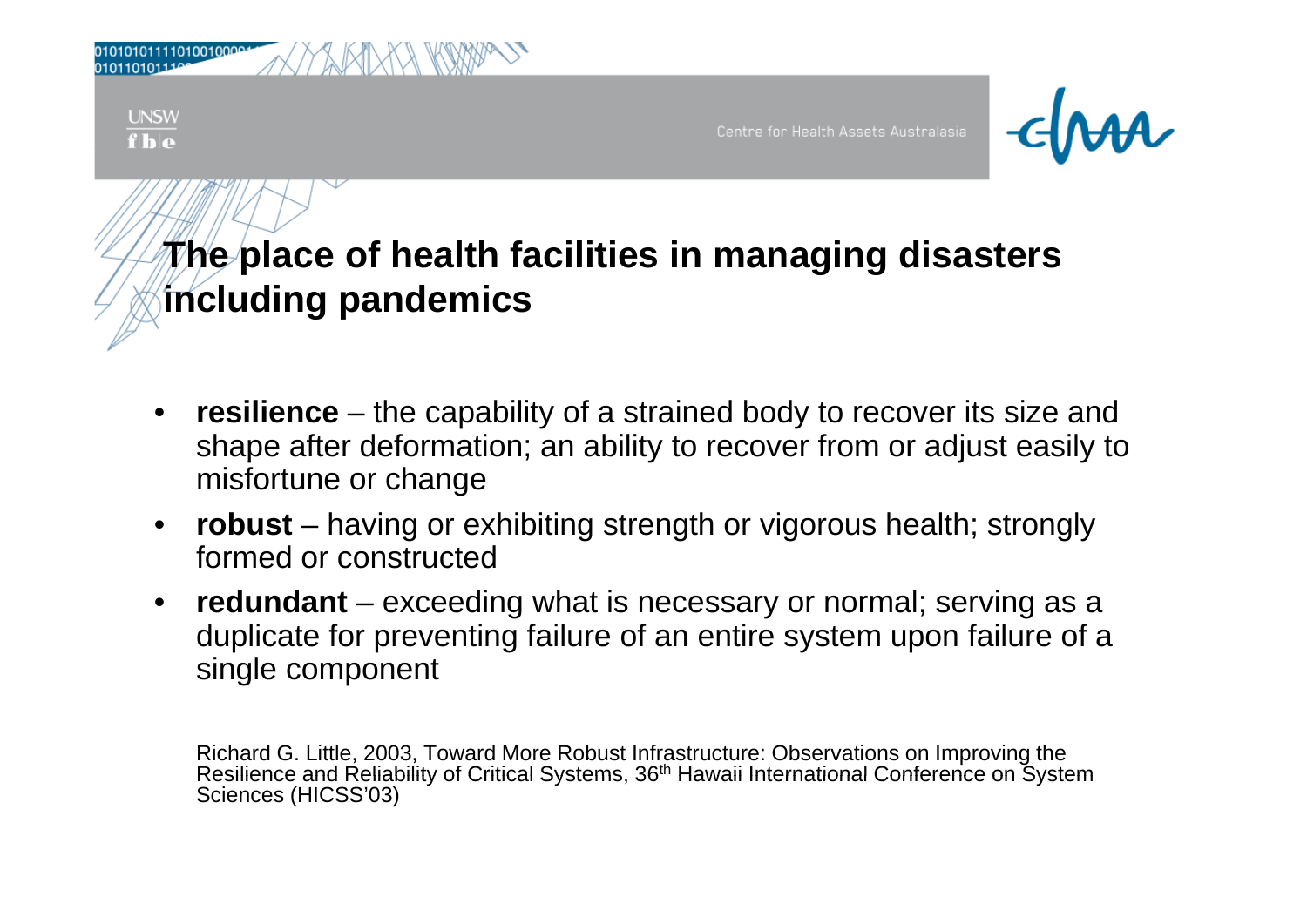# The place of health facilities in managing disasters including pandemics

- **resilience** – the capability of a strained body to recover its size and shape after deformation; an ability to recover from or adjust easily to misfortune or change
- **robust** – having or exhibiting strength or vigorous health; strongly formed or constructed
- **redundant** – exceeding what is necessary or normal; serving as a duplicate for preventing failure of an entire system upon failure of a single component

Richard G. Little, 2003, Toward More Robust Infrastructure: Observations on Improving the Resilience and Reliability of Critical Systems, 36th Hawaii International Conference on System Sciences (HICSS'03)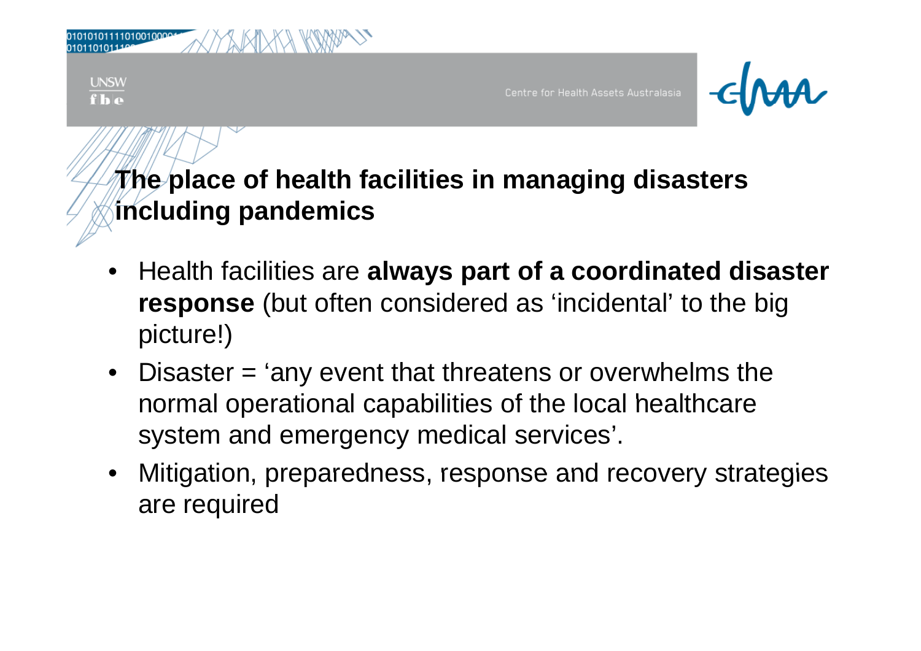## The place of health facilities in managing disasters including pandemics

- Health facilities are **always part of a coordinated disaster response** (but often considered as ‘incidental’ to the big picture!)
- Disaster = ‘any event that threatens or overwhelms the normal operational capabilities of the local healthcare system and emergency medical services’.
- Mitigation, preparedness, response and recovery strategies are required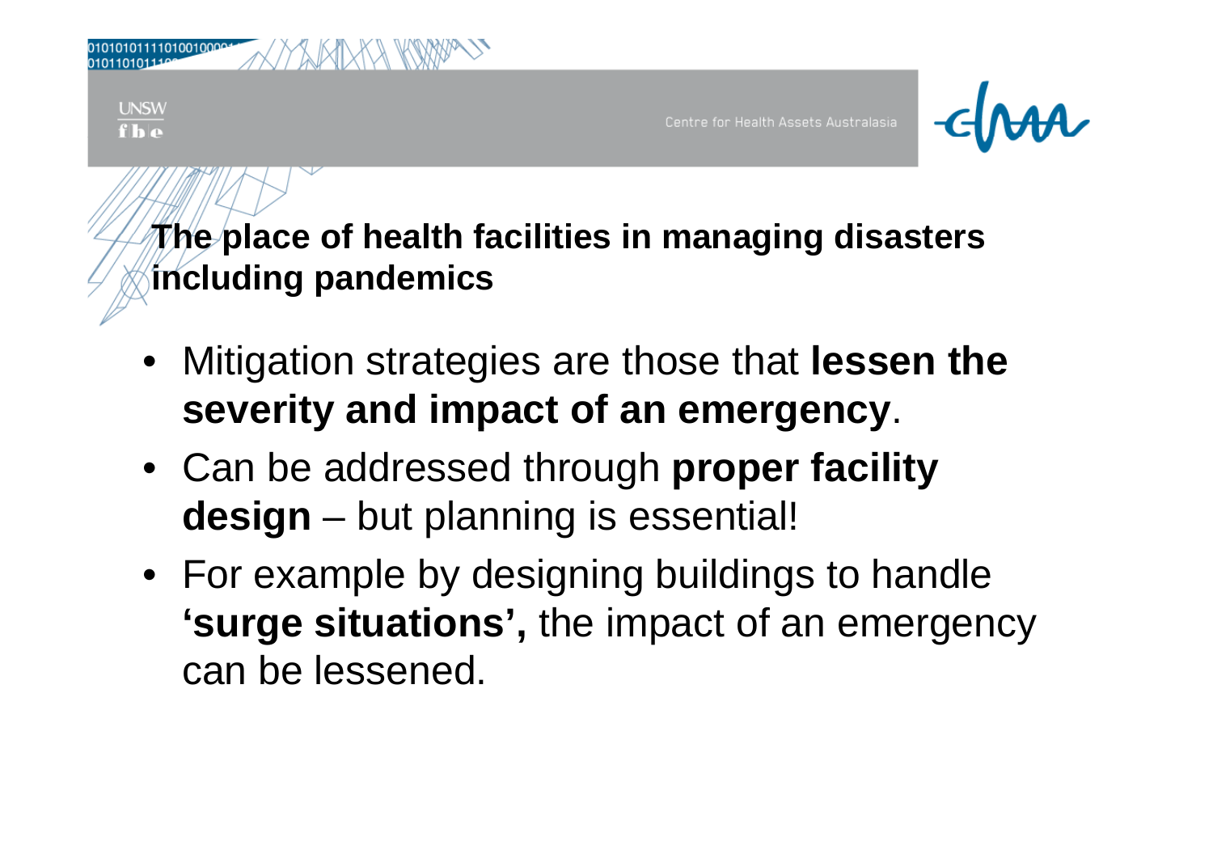## The place of health facilities in managing disasters including pandemics

- Mitigation strategies are those that **lessen the severity and impact of an emergency**.
- Can be addressed through **proper facility design** – but planning is essential!
- For example by designing buildings to handle **'surge situations',** the impact of an emergency can be lessened.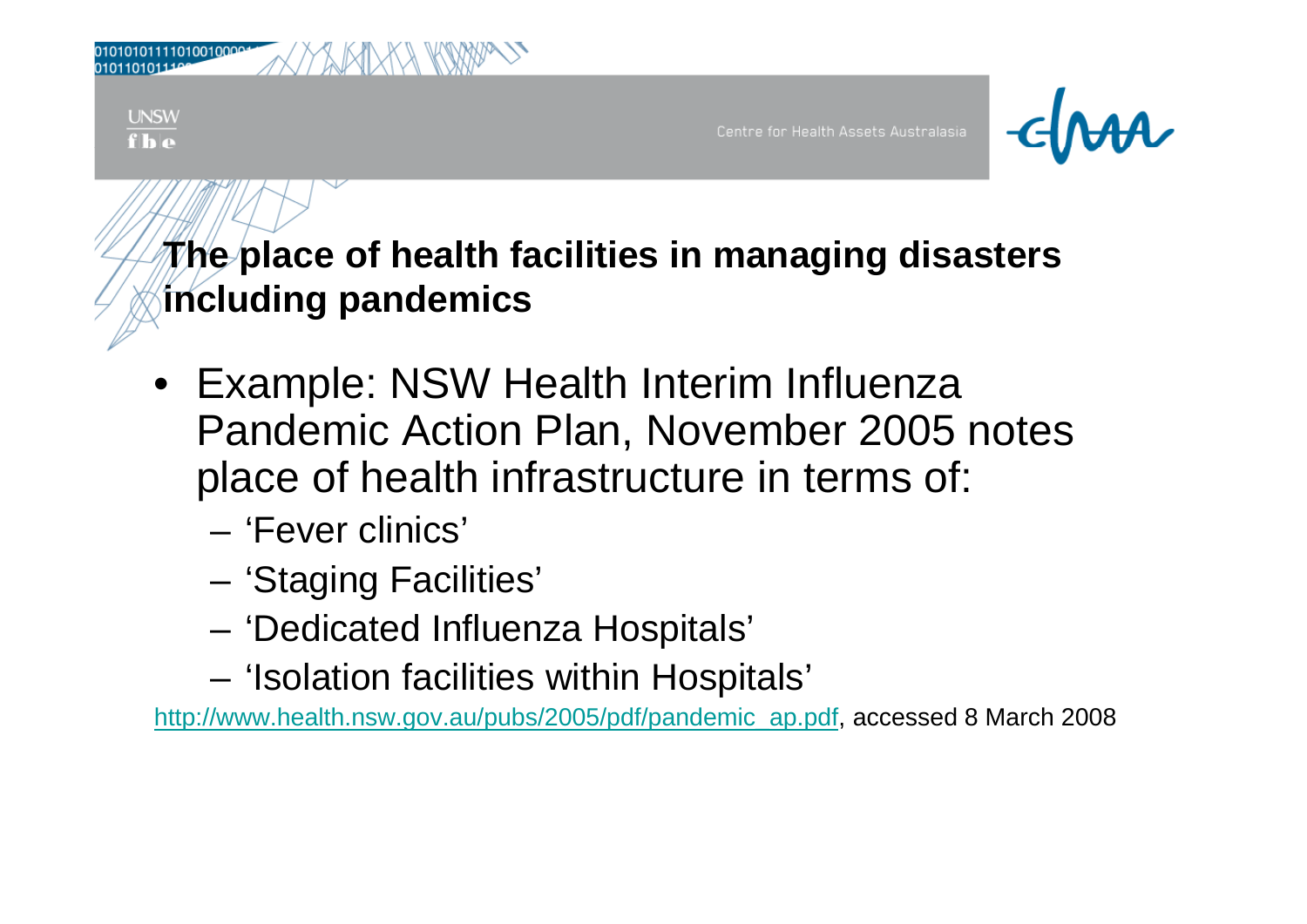## The place of health facilities in managing disasters including pandemics

- Example: NSW Health Interim Influenza Pandemic Action Plan, November 2005 notes place of health infrastructure in terms of:
  - 'Fever clinics'
  - 'Staging Facilities'
  - 'Dedicated Influenza Hospitals'
  - 'Isolation facilities within Hospitals'

http://www.health.nsw.gov.au/pubs/2005/pdf/pandemic_ap.pdf, accessed 8 March 2008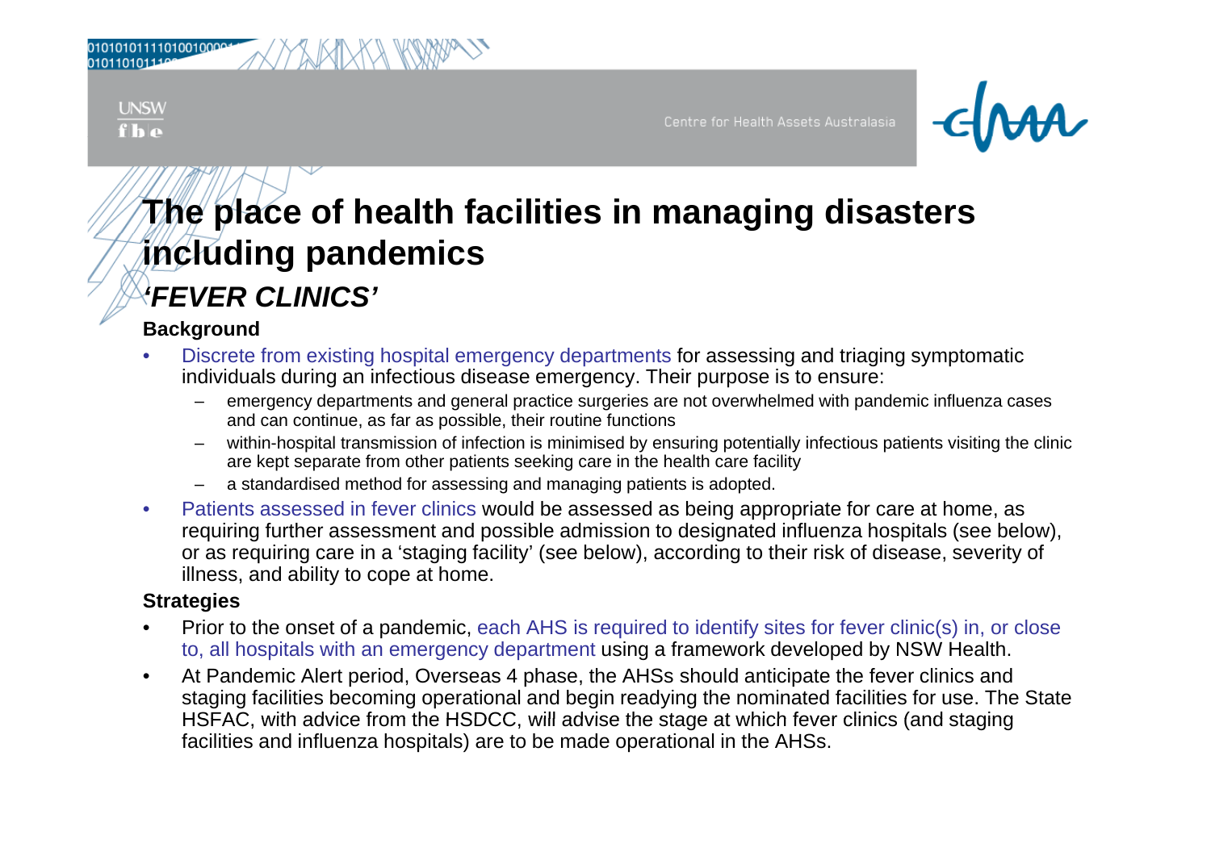# The place of health facilities in managing disasters including pandemics

## *'FEVER CLINICS'*

### Background

- Discrete from existing hospital emergency departments for assessing and triaging symptomatic individuals during an infectious disease emergency. Their purpose is to ensure:
  - emergency departments and general practice surgeries are not overwhelmed with pandemic influenza cases and can continue, as far as possible, their routine functions
  - within-hospital transmission of infection is minimised by ensuring potentially infectious patients visiting the clinic are kept separate from other patients seeking care in the health care facility
  - a standardised method for assessing and managing patients is adopted.
- Patients assessed in fever clinics would be assessed as being appropriate for care at home, as requiring further assessment and possible admission to designated influenza hospitals (see below), or as requiring care in a 'staging facility' (see below), according to their risk of disease, severity of illness, and ability to cope at home.

### Strategies

- Prior to the onset of a pandemic, each AHS is required to identify sites for fever clinic(s) in, or close to, all hospitals with an emergency department using a framework developed by NSW Health.
- At Pandemic Alert period, Overseas 4 phase, the AHSs should anticipate the fever clinics and staging facilities becoming operational and begin readying the nominated facilities for use. The State HSFAC, with advice from the HSDCC, will advise the stage at which fever clinics (and staging facilities and influenza hospitals) are to be made operational in the AHSs.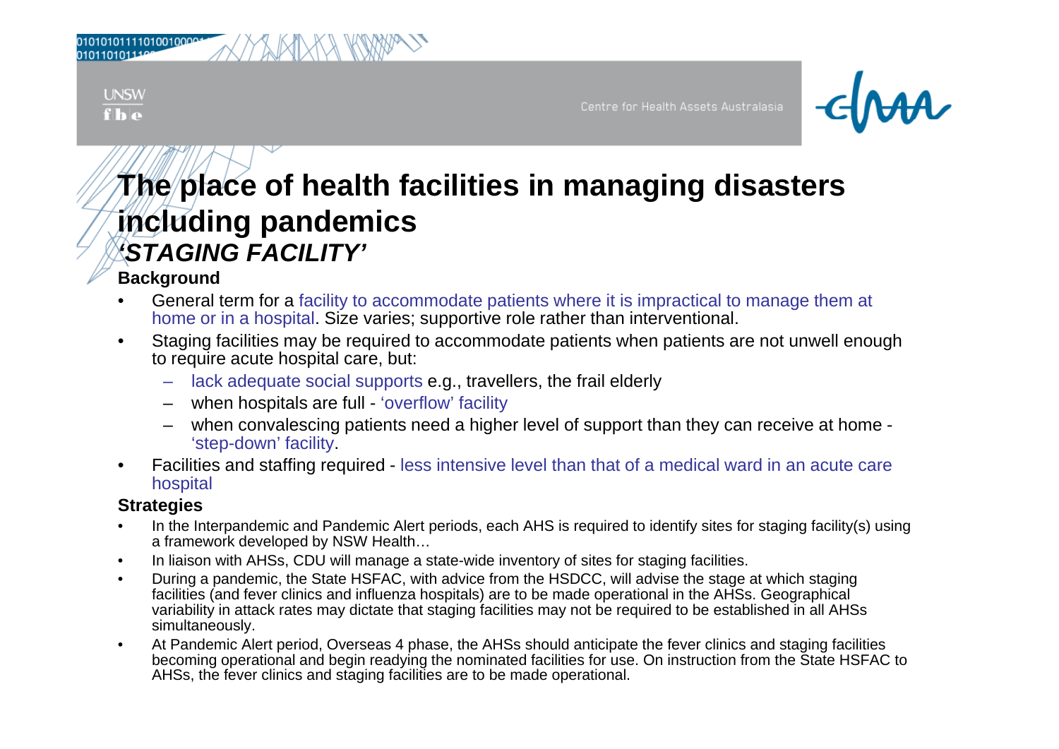# The place of health facilities in managing disasters including pandemics

## *'STAGING FACILITY'*

**Background**

- General term for a facility to accommodate patients where it is impractical to manage them at home or in a hospital. Size varies; supportive role rather than interventional.
- Staging facilities may be required to accommodate patients when patients are not unwell enough to require acute hospital care, but:
  - lack adequate social supports e.g., travellers, the frail elderly
  - when hospitals are full - 'overflow' facility
  - when convalescing patients need a higher level of support than they can receive at home - 'step-down' facility.
- Facilities and staffing required - less intensive level than that of a medical ward in an acute care hospital

**Strategies**

- In the Interpandemic and Pandemic Alert periods, each AHS is required to identify sites for staging facility(s) using a framework developed by NSW Health…
- In liaison with AHSs, CDU will manage a state-wide inventory of sites for staging facilities.
- During a pandemic, the State HSFAC, with advice from the HSDCC, will advise the stage at which staging facilities (and fever clinics and influenza hospitals) are to be made operational in the AHSs. Geographical variability in attack rates may dictate that staging facilities may not be required to be established in all AHSs simultaneously.
- At Pandemic Alert period, Overseas 4 phase, the AHSs should anticipate the fever clinics and staging facilities becoming operational and begin readying the nominated facilities for use. On instruction from the State HSFAC to AHSs, the fever clinics and staging facilities are to be made operational.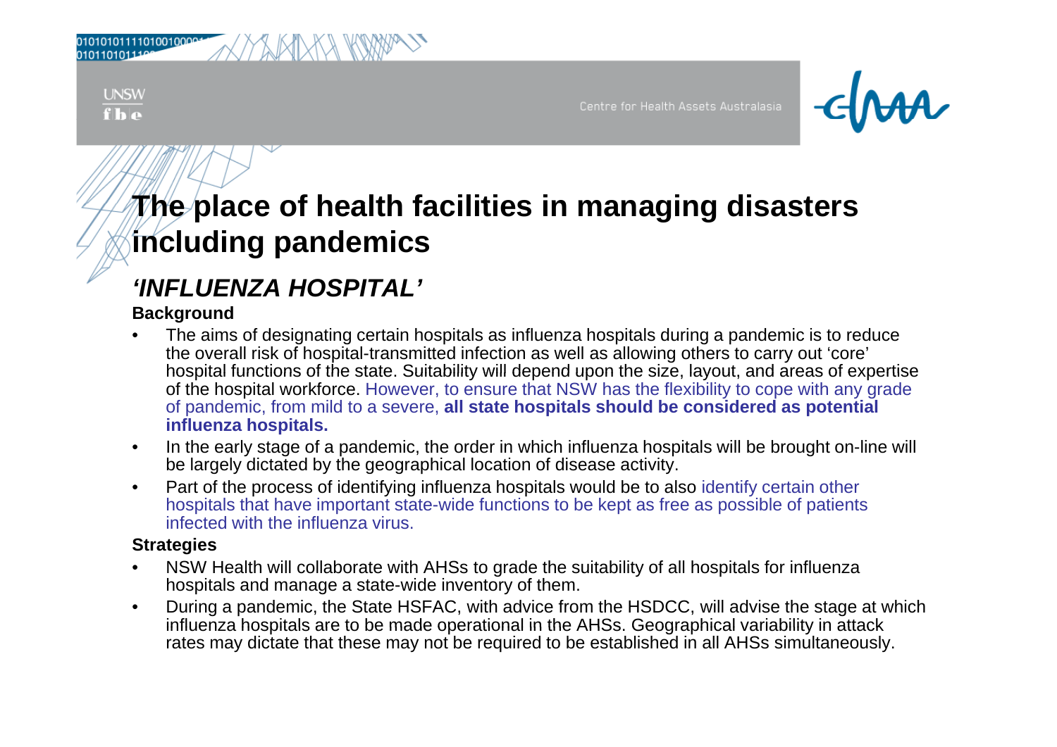# The place of health facilities in managing disasters including pandemics

## *'INFLUENZA HOSPITAL'*

**Background**

- The aims of designating certain hospitals as influenza hospitals during a pandemic is to reduce the overall risk of hospital-transmitted infection as well as allowing others to carry out 'core' hospital functions of the state. Suitability will depend upon the size, layout, and areas of expertise of the hospital workforce. However, to ensure that NSW has the flexibility to cope with any grade of pandemic, from mild to a severe, **all state hospitals should be considered as potential influenza hospitals.**
- In the early stage of a pandemic, the order in which influenza hospitals will be brought on-line will be largely dictated by the geographical location of disease activity.
- Part of the process of identifying influenza hospitals would be to also identify certain other hospitals that have important state-wide functions to be kept as free as possible of patients infected with the influenza virus.

**Strategies**

- NSW Health will collaborate with AHSs to grade the suitability of all hospitals for influenza hospitals and manage a state-wide inventory of them.
- During a pandemic, the State HSFAC, with advice from the HSDCC, will advise the stage at which influenza hospitals are to be made operational in the AHSs. Geographical variability in attack rates may dictate that these may not be required to be established in all AHSs simultaneously.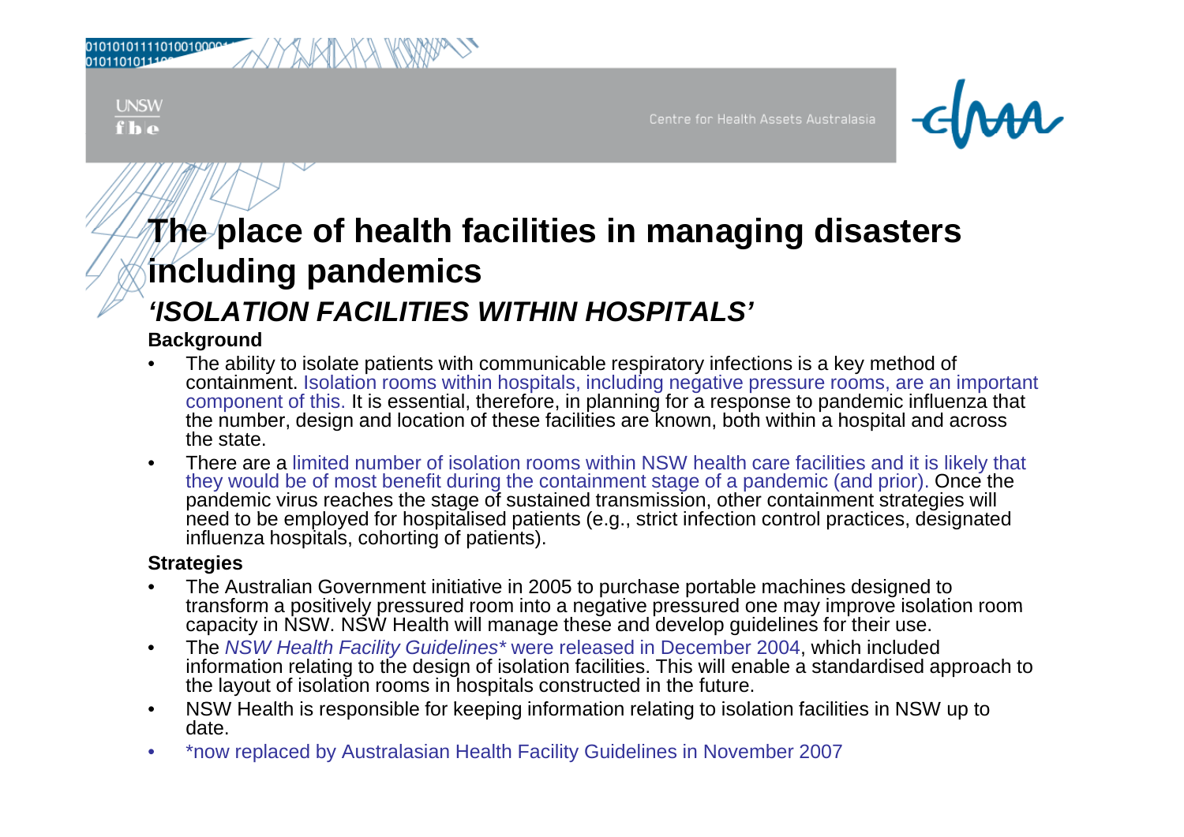# The place of health facilities in managing disasters including pandemics

## *'ISOLATION FACILITIES WITHIN HOSPITALS'*

**Background**

- The ability to isolate patients with communicable respiratory infections is a key method of containment. Isolation rooms within hospitals, including negative pressure rooms, are an important component of this. It is essential, therefore, in planning for a response to pandemic influenza that the number, design and location of these facilities are known, both within a hospital and across the state.
- There are a limited number of isolation rooms within NSW health care facilities and it is likely that they would be of most benefit during the containment stage of a pandemic (and prior). Once the pandemic virus reaches the stage of sustained transmission, other containment strategies will need to be employed for hospitalised patients (e.g., strict infection control practices, designated influenza hospitals, cohorting of patients).

**Strategies**

- The Australian Government initiative in 2005 to purchase portable machines designed to transform a positively pressured room into a negative pressured one may improve isolation room capacity in NSW. NSW Health will manage these and develop guidelines for their use.
- The *NSW Health Facility Guidelines** were released in December 2004, which included information relating to the design of isolation facilities. This will enable a standardised approach to the layout of isolation rooms in hospitals constructed in the future.
- NSW Health is responsible for keeping information relating to isolation facilities in NSW up to date.
- *now replaced by Australasian Health Facility Guidelines in November 2007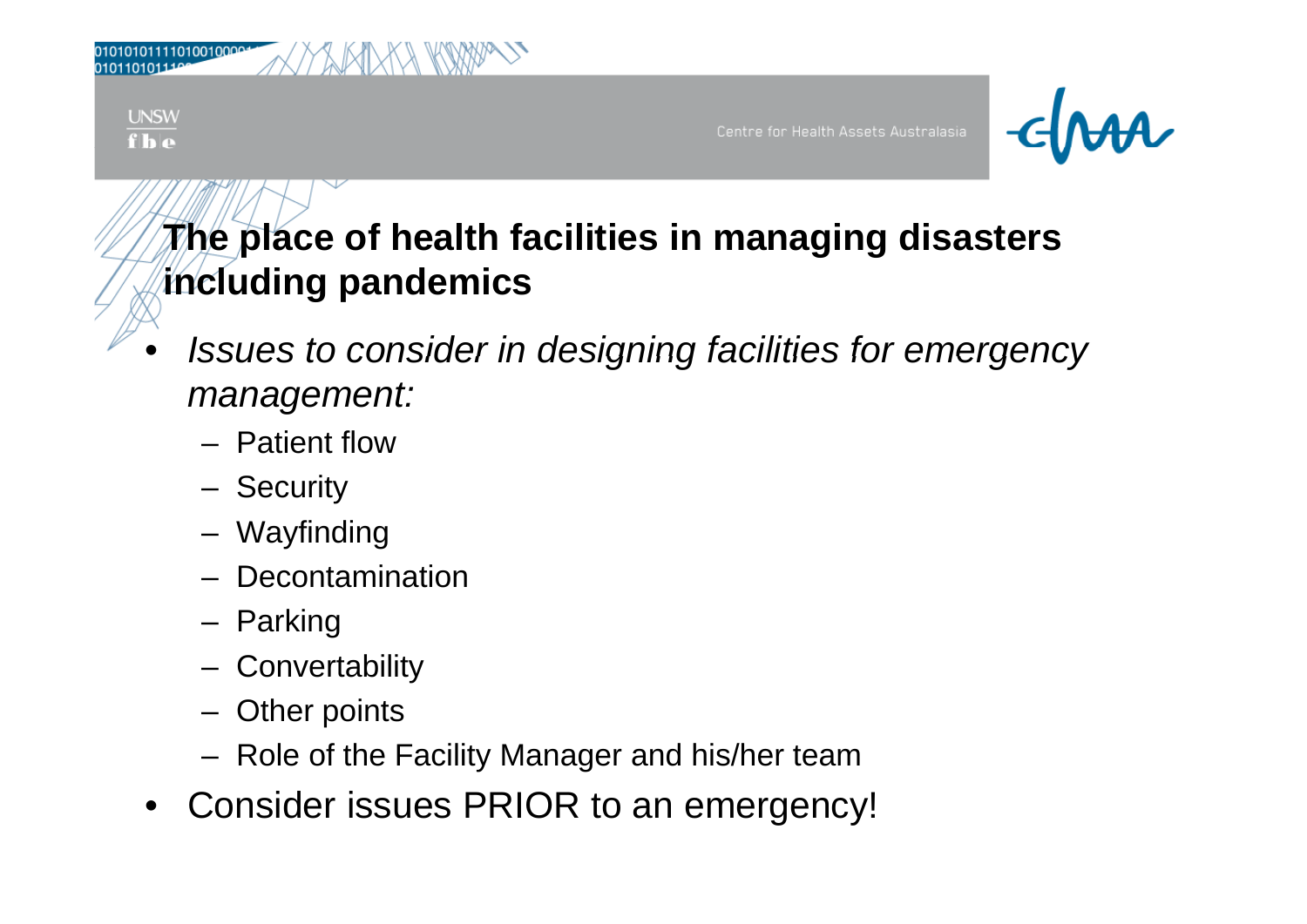## The place of health facilities in managing disasters including pandemics

- *Issues to consider in designing facilities for emergency management:*
  - Patient flow
  - Security
  - Wayfinding
  - Decontamination
  - Parking
  - Convertability
  - Other points
  - Role of the Facility Manager and his/her team
- Consider issues PRIOR to an emergency!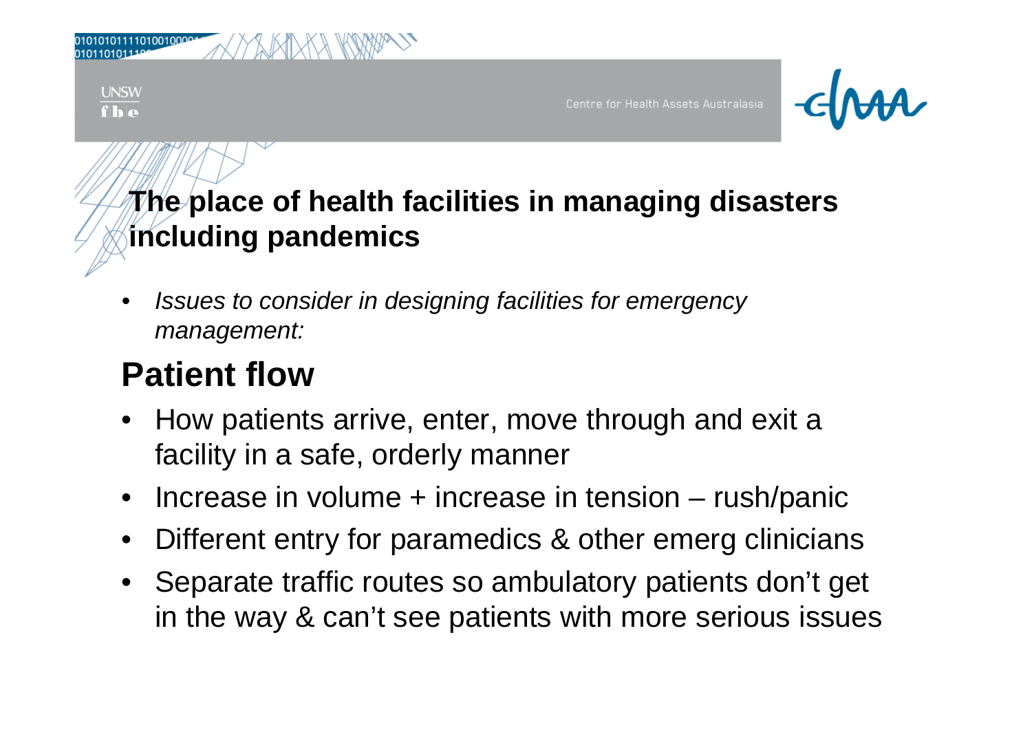# The place of health facilities in managing disasters including pandemics

- *Issues to consider in designing facilities for emergency management:*

## Patient flow

- How patients arrive, enter, move through and exit a facility in a safe, orderly manner
- Increase in volume + increase in tension – rush/panic
- Different entry for paramedics & other emerg clinicians
- Separate traffic routes so ambulatory patients don't get in the way & can't see patients with more serious issues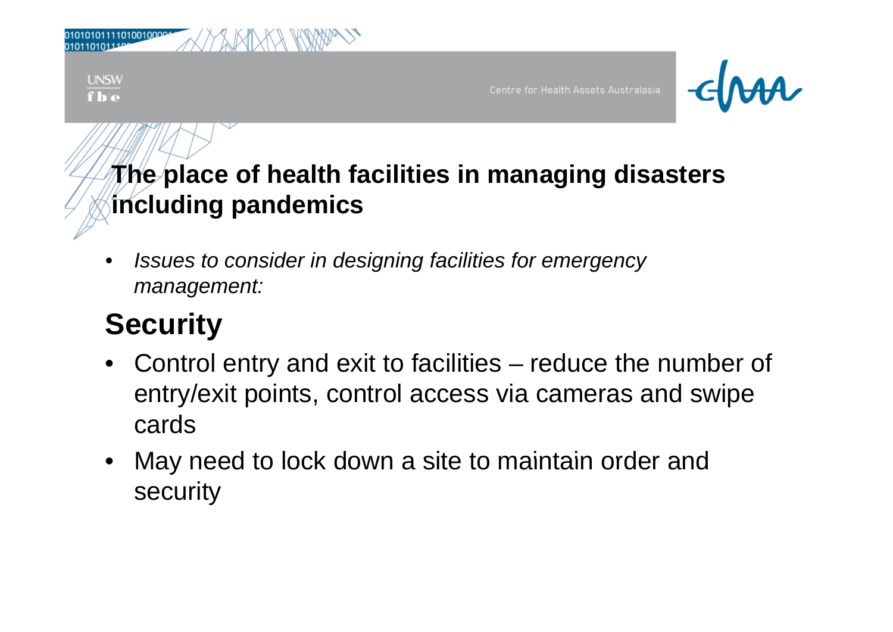# The place of health facilities in managing disasters including pandemics

- *Issues to consider in designing facilities for emergency management:*

## Security

- Control entry and exit to facilities – reduce the number of entry/exit points, control access via cameras and swipe cards
- May need to lock down a site to maintain order and security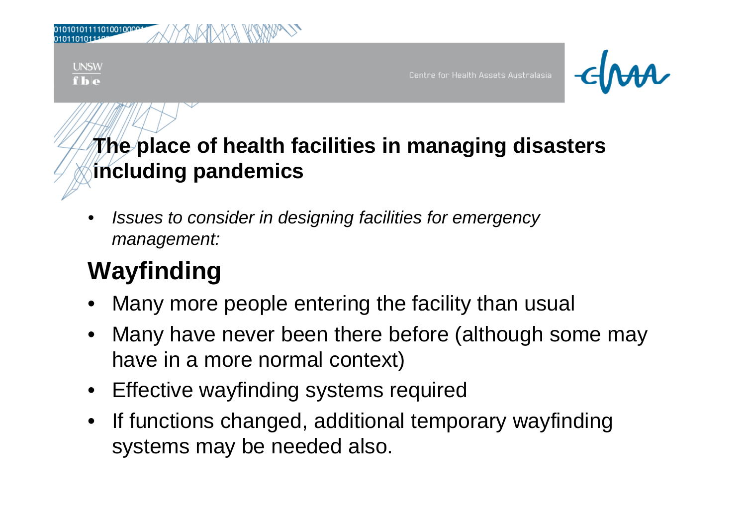# The place of health facilities in managing disasters including pandemics

- *Issues to consider in designing facilities for emergency management:*

## Wayfinding

- Many more people entering the facility than usual
- Many have never been there before (although some may have in a more normal context)
- Effective wayfinding systems required
- If functions changed, additional temporary wayfinding systems may be needed also.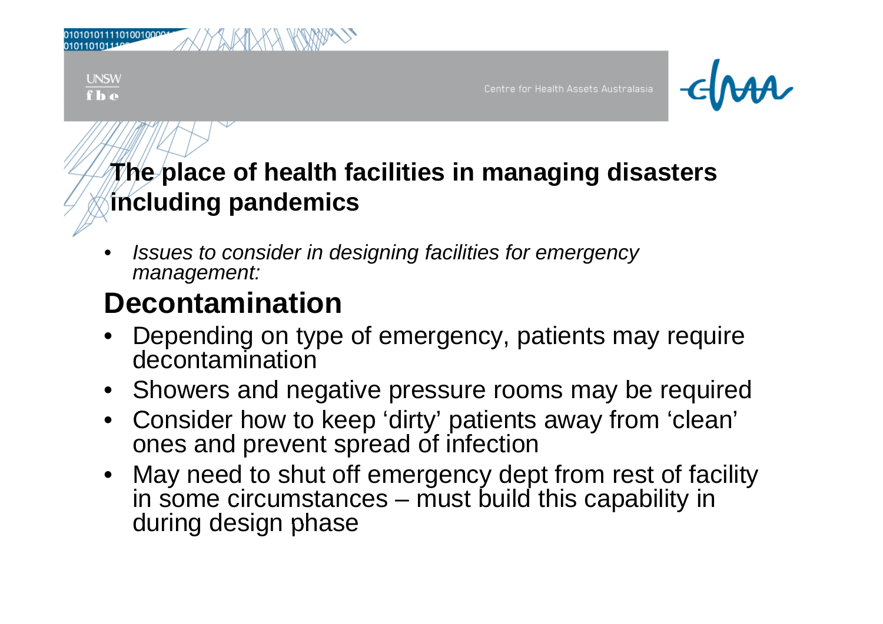# The place of health facilities in managing disasters including pandemics

- *Issues to consider in designing facilities for emergency management:*

## Decontamination

- Depending on type of emergency, patients may require decontamination
- Showers and negative pressure rooms may be required
- Consider how to keep 'dirty' patients away from 'clean' ones and prevent spread of infection
- May need to shut off emergency dept from rest of facility in some circumstances – must build this capability in during design phase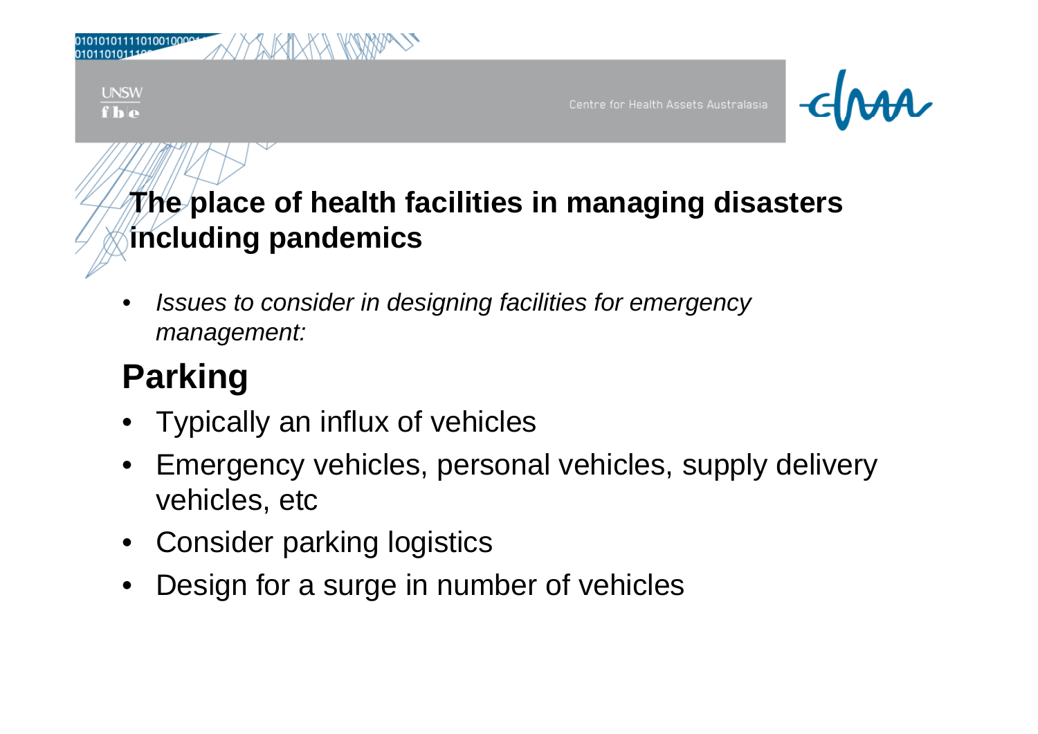# The place of health facilities in managing disasters including pandemics

- *Issues to consider in designing facilities for emergency management:*

## Parking

- Typically an influx of vehicles
- Emergency vehicles, personal vehicles, supply delivery vehicles, etc
- Consider parking logistics
- Design for a surge in number of vehicles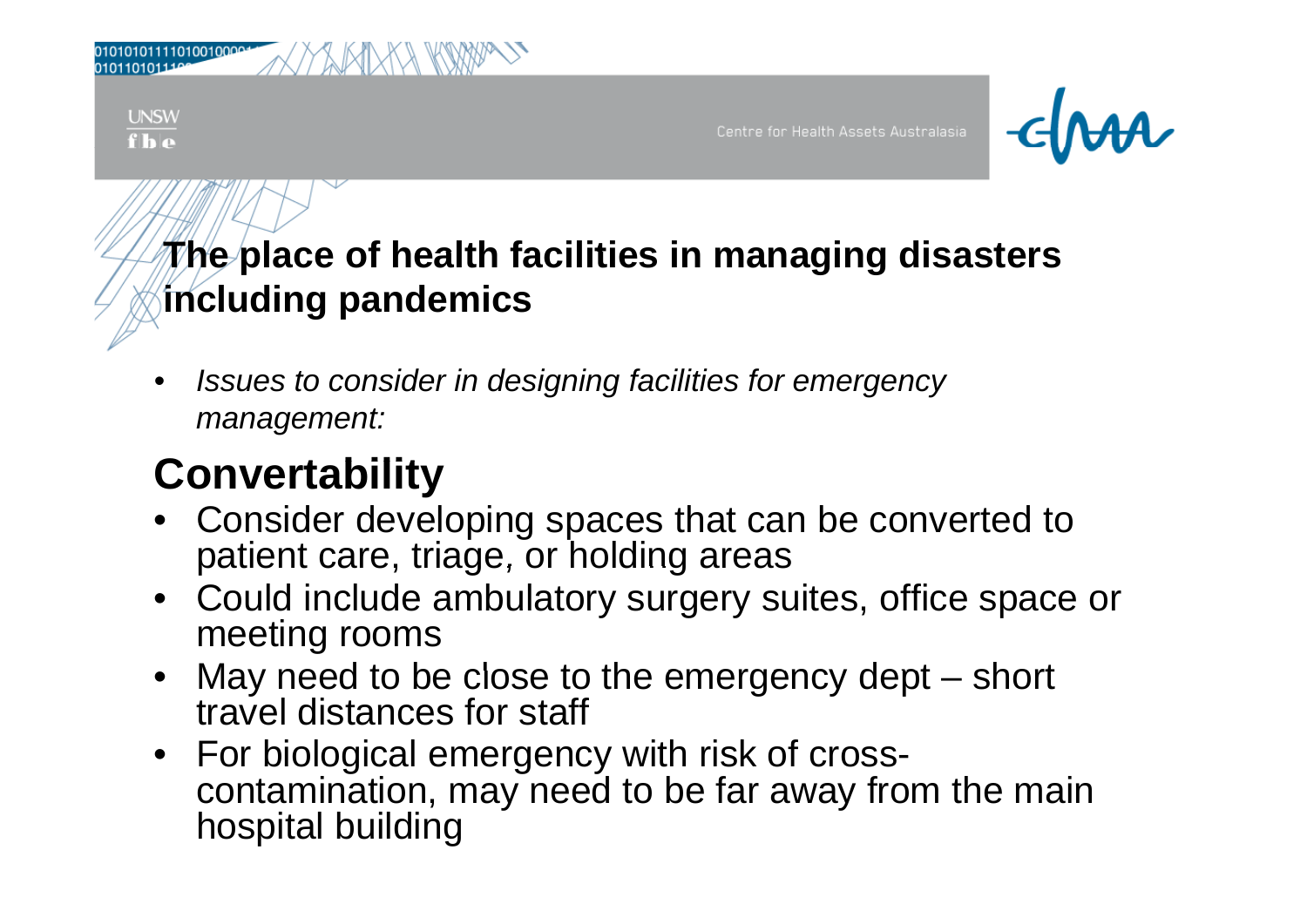# The place of health facilities in managing disasters including pandemics

- *Issues to consider in designing facilities for emergency management:*

## Convertability

- Consider developing spaces that can be converted to patient care, triage, or holding areas
- Could include ambulatory surgery suites, office space or meeting rooms
- May need to be close to the emergency dept – short travel distances for staff
- For biological emergency with risk of cross-contamination, may need to be far away from the main hospital building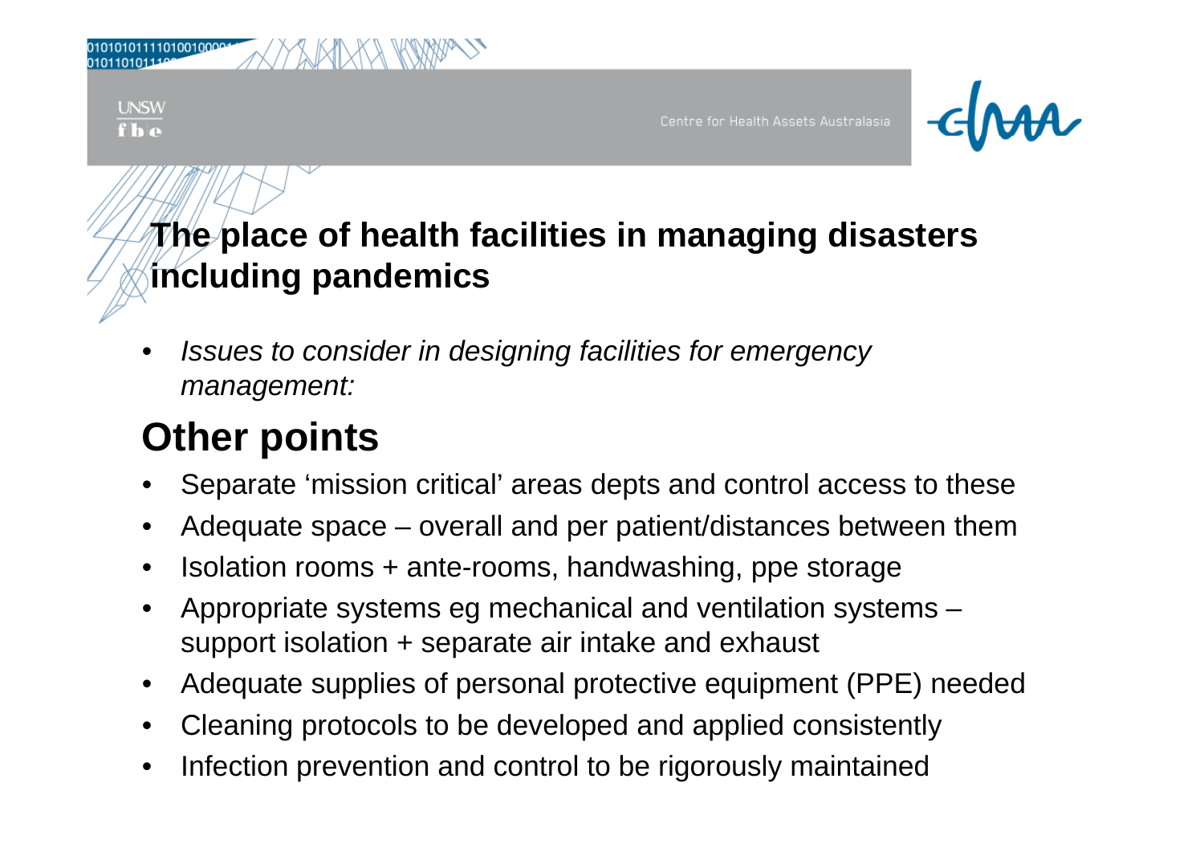# The place of health facilities in managing disasters including pandemics

- *Issues to consider in designing facilities for emergency management:*

## Other points

- Separate 'mission critical' areas depts and control access to these
- Adequate space – overall and per patient/distances between them
- Isolation rooms + ante-rooms, handwashing, ppe storage
- Appropriate systems eg mechanical and ventilation systems – support isolation + separate air intake and exhaust
- Adequate supplies of personal protective equipment (PPE) needed
- Cleaning protocols to be developed and applied consistently
- Infection prevention and control to be rigorously maintained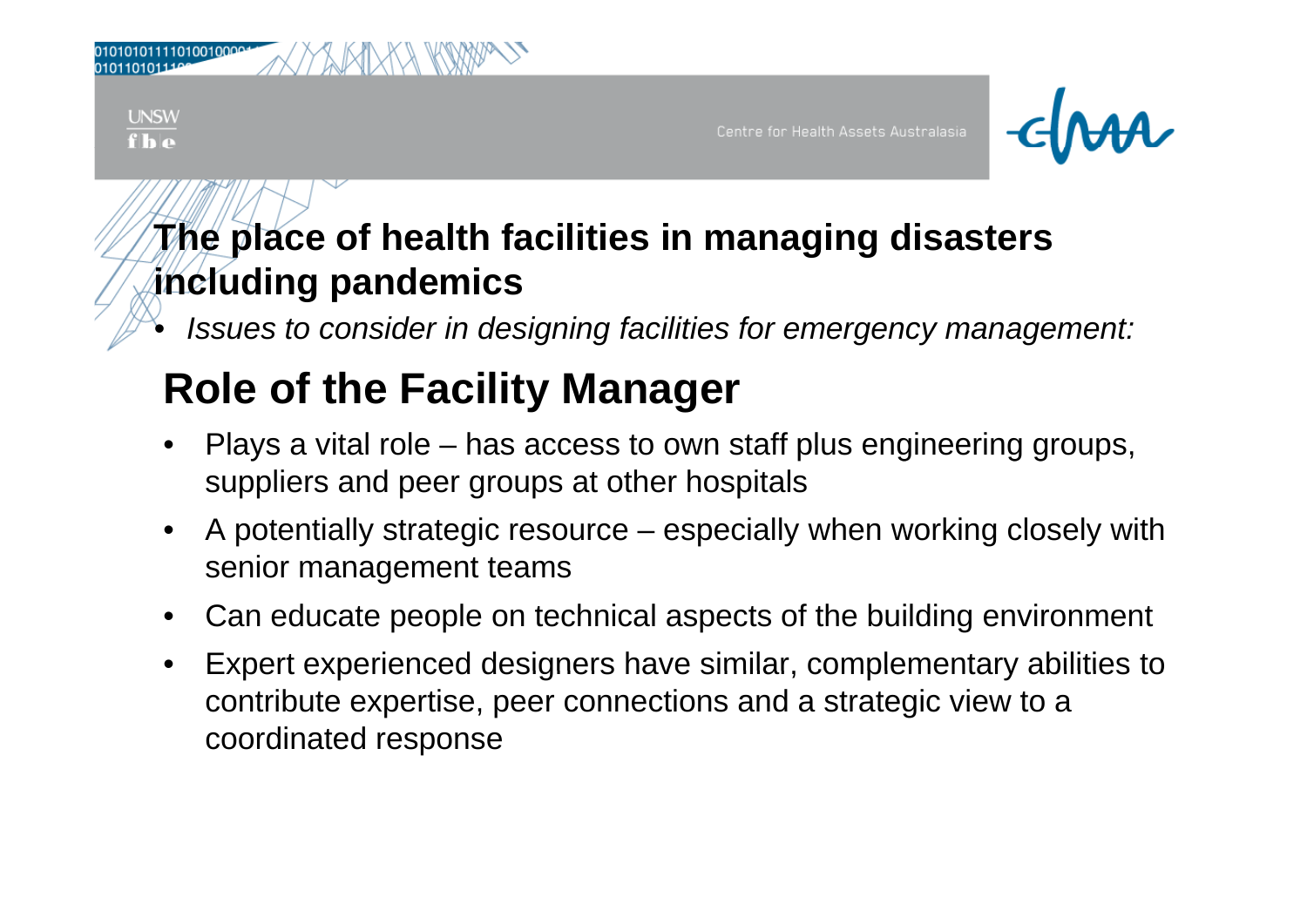# The place of health facilities in managing disasters including pandemics

- *Issues to consider in designing facilities for emergency management:*

## Role of the Facility Manager

- Plays a vital role – has access to own staff plus engineering groups, suppliers and peer groups at other hospitals
- A potentially strategic resource – especially when working closely with senior management teams
- Can educate people on technical aspects of the building environment
- Expert experienced designers have similar, complementary abilities to contribute expertise, peer connections and a strategic view to a coordinated response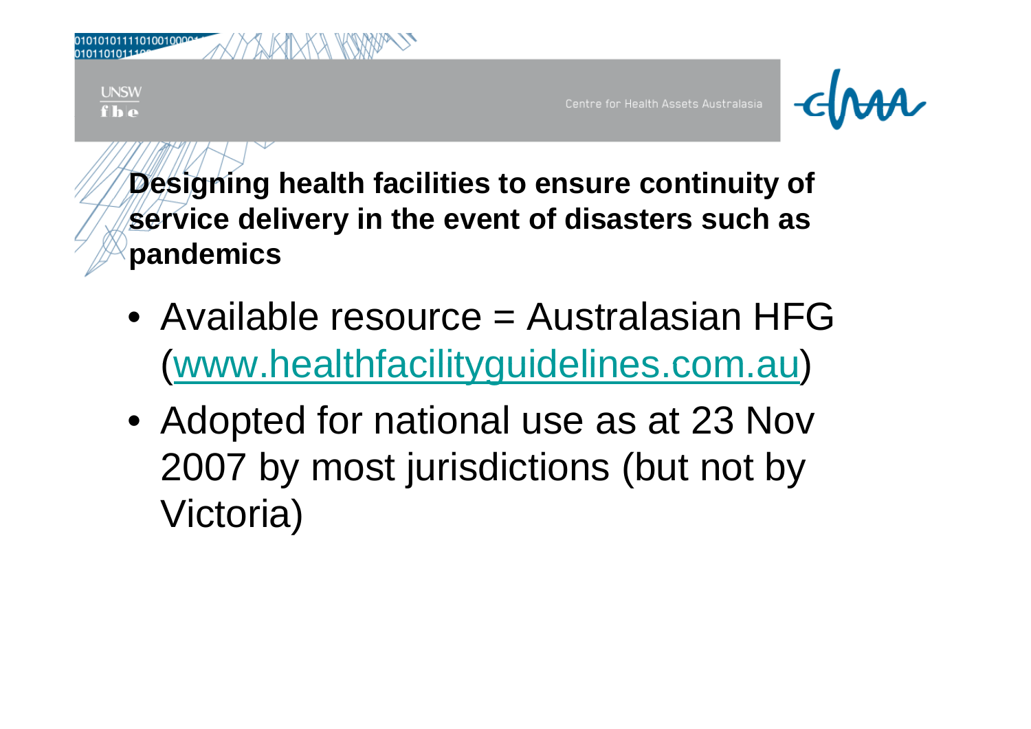## Designing health facilities to ensure continuity of service delivery in the event of disasters such as pandemics

- Available resource = Australasian HFG (www.healthfacilityguidelines.com.au)
- Adopted for national use as at 23 Nov 2007 by most jurisdictions (but not by Victoria)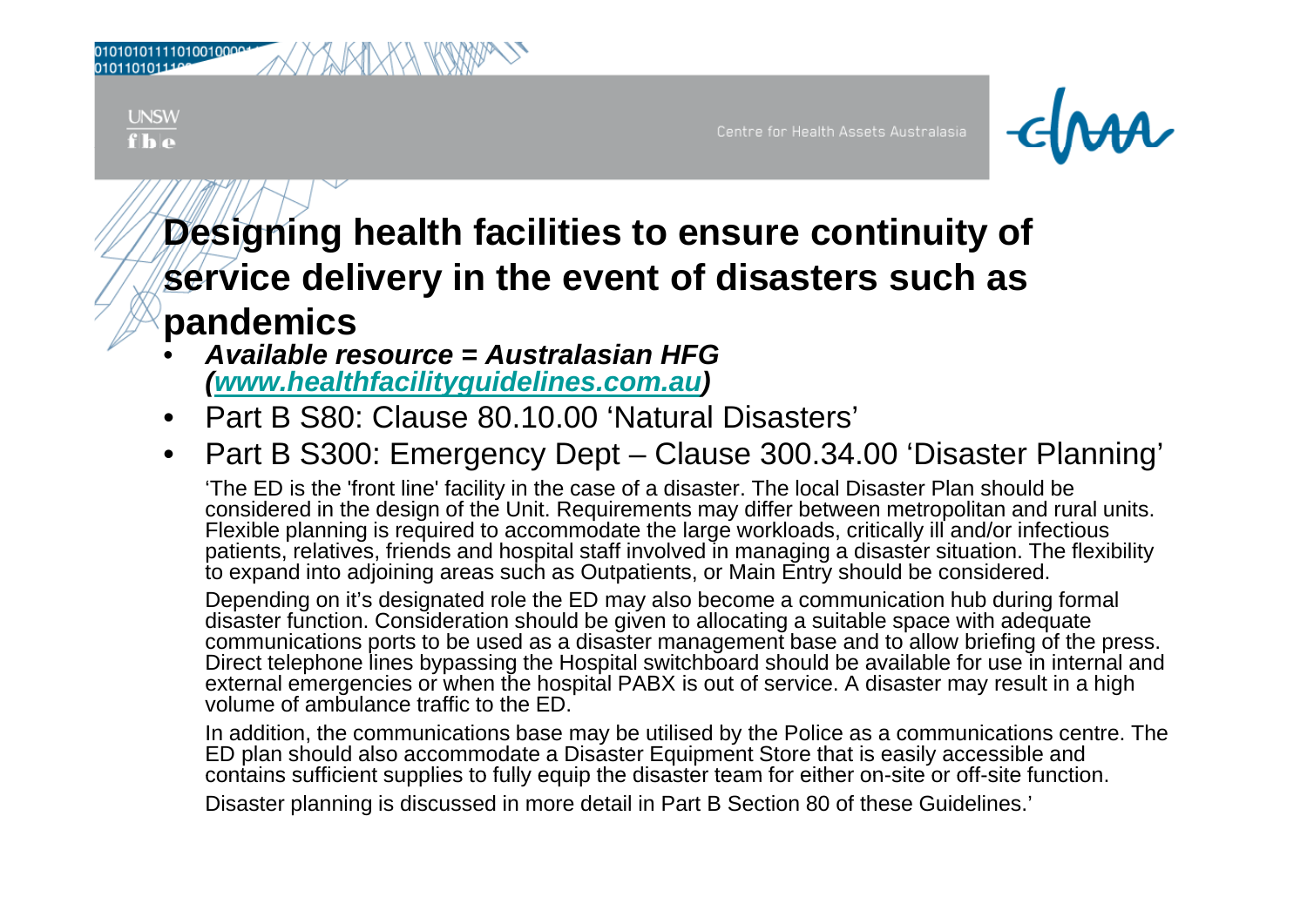# Designing health facilities to ensure continuity of service delivery in the event of disasters such as pandemics

- ***Available resource = Australasian HFG (www.healthfacilityguidelines.com.au)***
- Part B S80: Clause 80.10.00 'Natural Disasters'
- Part B S300: Emergency Dept – Clause 300.34.00 'Disaster Planning'

'The ED is the 'front line' facility in the case of a disaster. The local Disaster Plan should be considered in the design of the Unit. Requirements may differ between metropolitan and rural units. Flexible planning is required to accommodate the large workloads, critically ill and/or infectious patients, relatives, friends and hospital staff involved in managing a disaster situation. The flexibility to expand into adjoining areas such as Outpatients, or Main Entry should be considered.

Depending on it's designated role the ED may also become a communication hub during formal disaster function. Consideration should be given to allocating a suitable space with adequate communications ports to be used as a disaster management base and to allow briefing of the press. Direct telephone lines bypassing the Hospital switchboard should be available for use in internal and external emergencies or when the hospital PABX is out of service. A disaster may result in a high volume of ambulance traffic to the ED.

In addition, the communications base may be utilised by the Police as a communications centre. The ED plan should also accommodate a Disaster Equipment Store that is easily accessible and contains sufficient supplies to fully equip the disaster team for either on-site or off-site function.

Disaster planning is discussed in more detail in Part B Section 80 of these Guidelines.'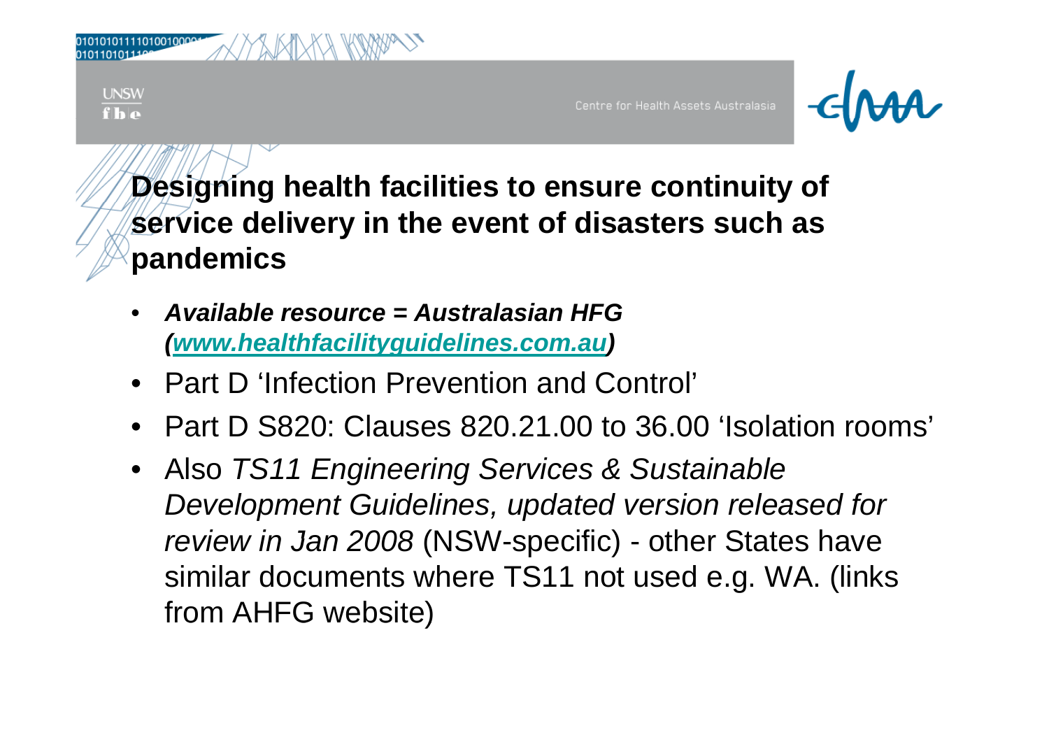# Designing health facilities to ensure continuity of service delivery in the event of disasters such as pandemics

- ***Available resource = Australasian HFG (www.healthfacilityguidelines.com.au)***
- Part D 'Infection Prevention and Control'
- Part D S820: Clauses 820.21.00 to 36.00 'Isolation rooms'
- Also *TS11 Engineering Services & Sustainable Development Guidelines, updated version released for review in Jan 2008* (NSW-specific) - other States have similar documents where TS11 not used e.g. WA. (links from AHFG website)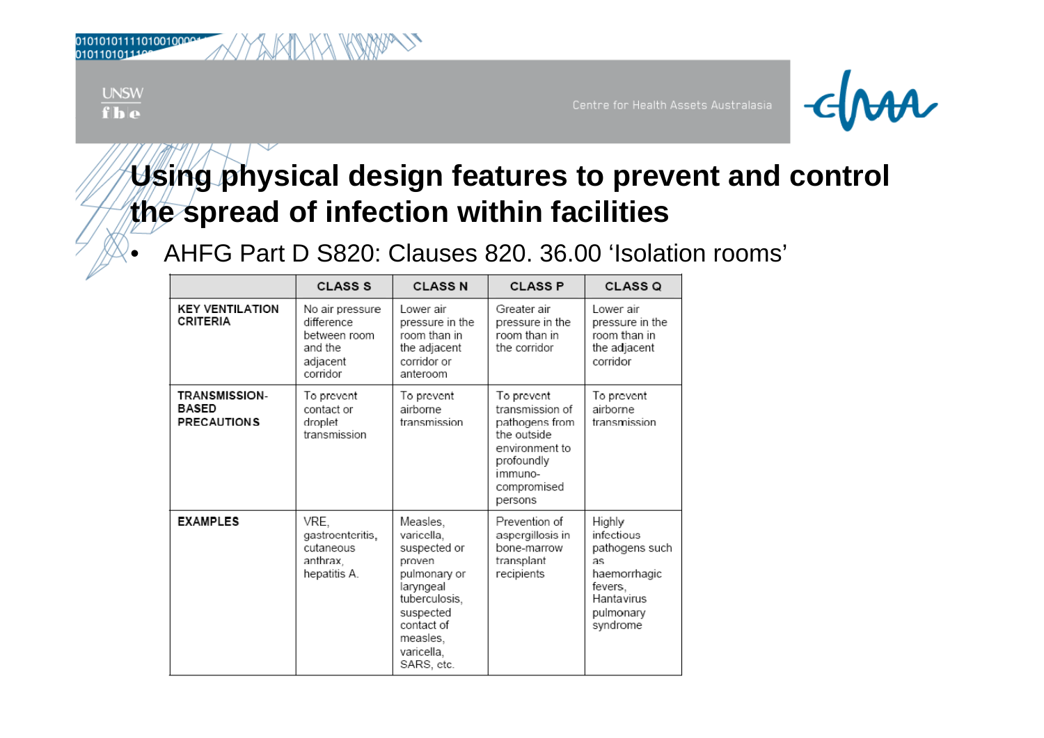# Using physical design features to prevent and control the spread of infection within facilities

- AHFG Part D S820: Clauses 820. 36.00 'Isolation rooms'

| | CLASS S | CLASS N | CLASS P | CLASS Q |
|---|---|---|---|---|
| **KEY VENTILATION CRITERIA** | No air pressure difference between room and the adjacent corridor | Lower air pressure in the room than in the adjacent corridor or anteroom | Greater air pressure in the room than in the corridor | Lower air pressure in the room than in the adjacent corridor |
| **TRANSMISSION-BASED PRECAUTIONS** | To prevent contact or droplet transmission | To prevent airborne transmission | To prevent transmission of pathogens from the outside environment to profoundly immuno-compromised persons | To prevent airborne transmission |
| **EXAMPLES** | VRE, gastroenteritis, cutaneous anthrax, hepatitis A. | Measles, varicella, suspected or proven pulmonary or laryngeal tuberculosis, suspected contact of measles, varicella, SARS, etc. | Prevention of aspergillosis in bone-marrow transplant recipients | Highly infectious pathogens such as haemorrhagic fevers, Hantavirus pulmonary syndrome |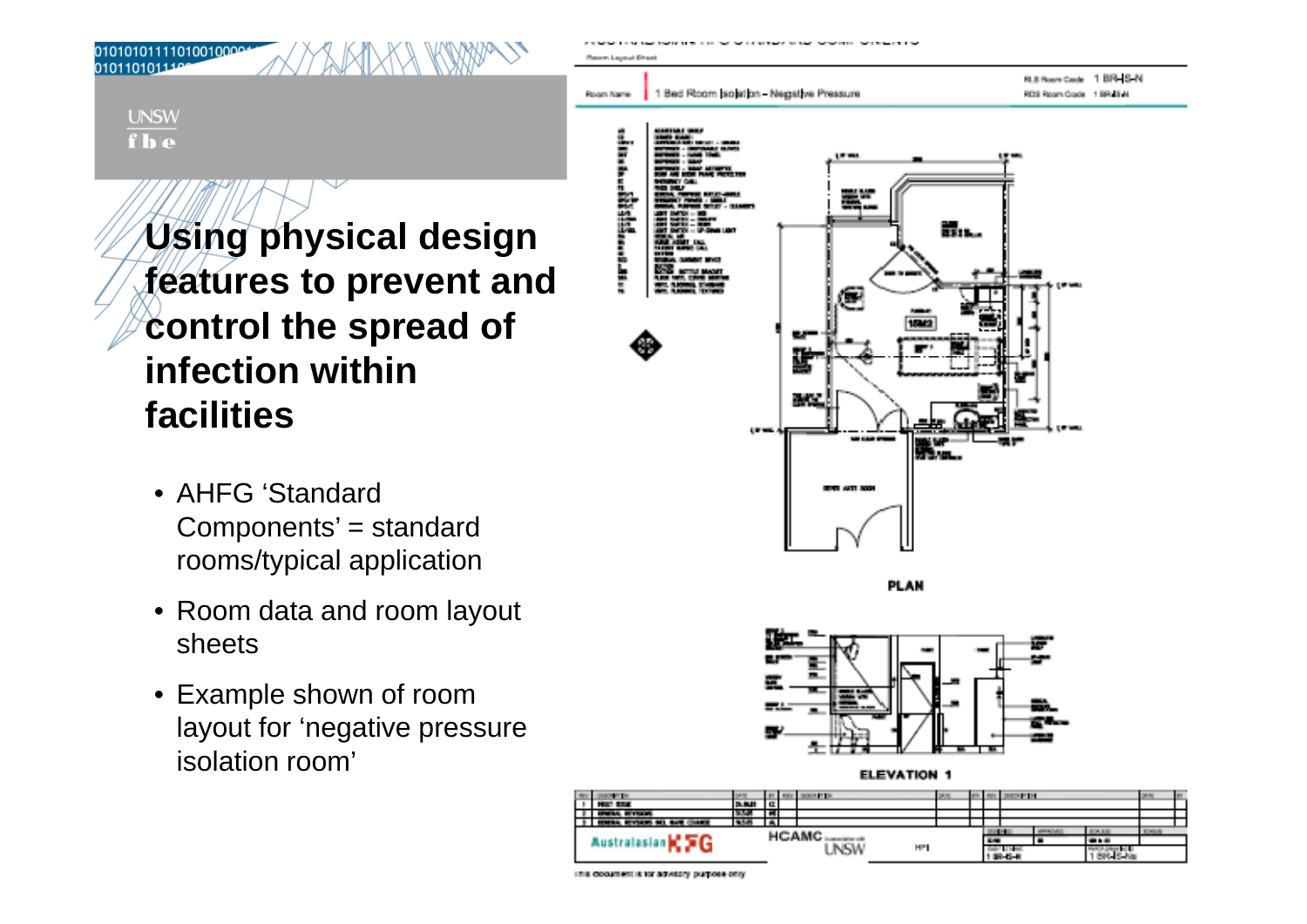# Using physical design features to prevent and control the spread of infection within facilities

- AHFG 'Standard Components' = standard rooms/typical application
- Room data and room layout sheets
- Example shown of room layout for 'negative pressure isolation room'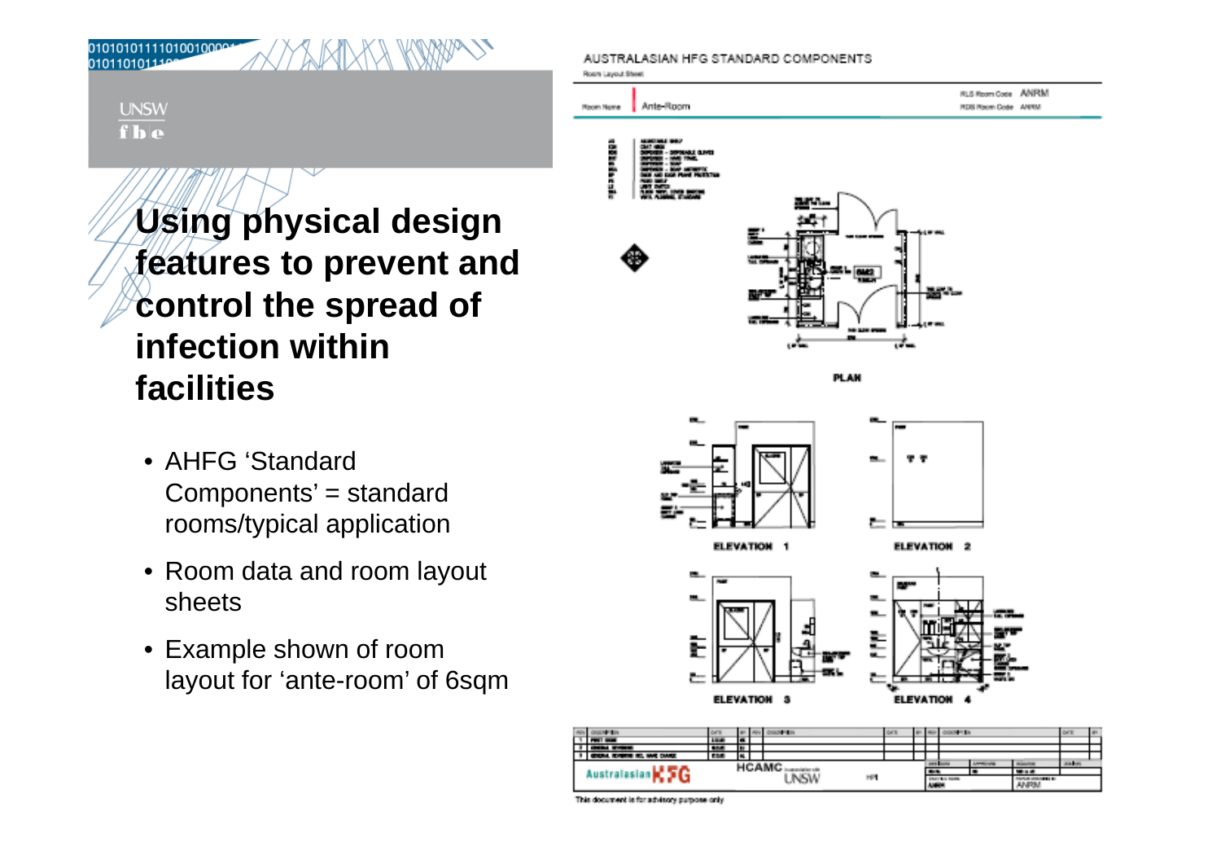# Using physical design features to prevent and control the spread of infection within facilities

- AHFG 'Standard Components' = standard rooms/typical application
- Room data and room layout sheets
- Example shown of room layout for 'ante-room' of 6sqm

AUSTRALASIAN HFG STANDARD COMPONENTS

Room Layout Sheet

Room Name: Ante-Room

RLS Room Code: ANRM

RDS Room Code: ANRM

PLAN

ELEVATION 1

ELEVATION 2

ELEVATION 3

ELEVATION 4

Australasian HFG

HCAMC

UNSW

ANRM

This document is for advisory purpose only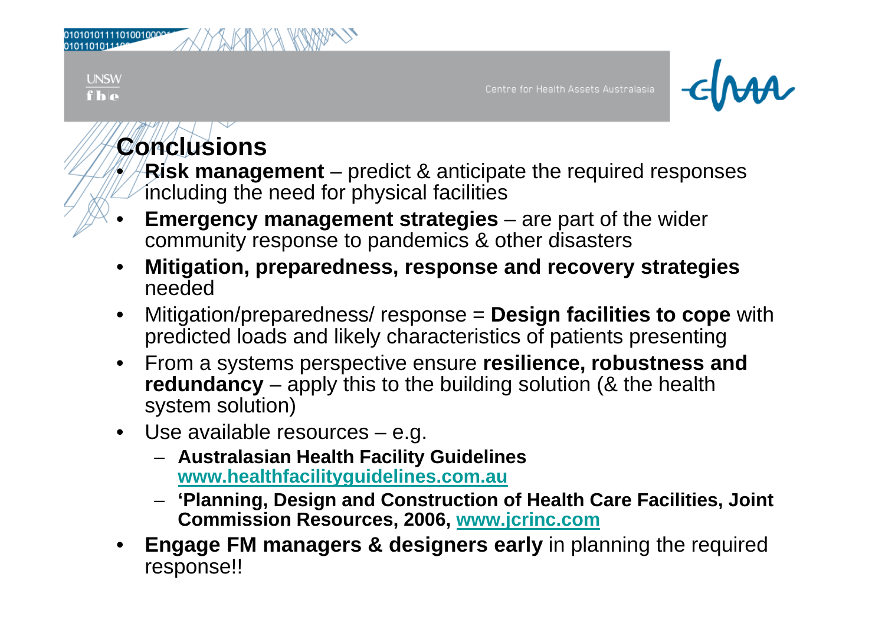# Conclusions

- **Risk management** – predict & anticipate the required responses including the need for physical facilities
- **Emergency management strategies** – are part of the wider community response to pandemics & other disasters
- **Mitigation, preparedness, response and recovery strategies** needed
- Mitigation/preparedness/ response = **Design facilities to cope** with predicted loads and likely characteristics of patients presenting
- From a systems perspective ensure **resilience, robustness and redundancy** – apply this to the building solution (& the health system solution)
- Use available resources – e.g.
  - **Australasian Health Facility Guidelines [www.healthfacilityguidelines.com.au](http://www.healthfacilityguidelines.com.au)**
  - **'Planning, Design and Construction of Health Care Facilities, Joint Commission Resources, 2006, [www.jcrinc.com](http://www.jcrinc.com)**
- **Engage FM managers & designers early** in planning the required response!!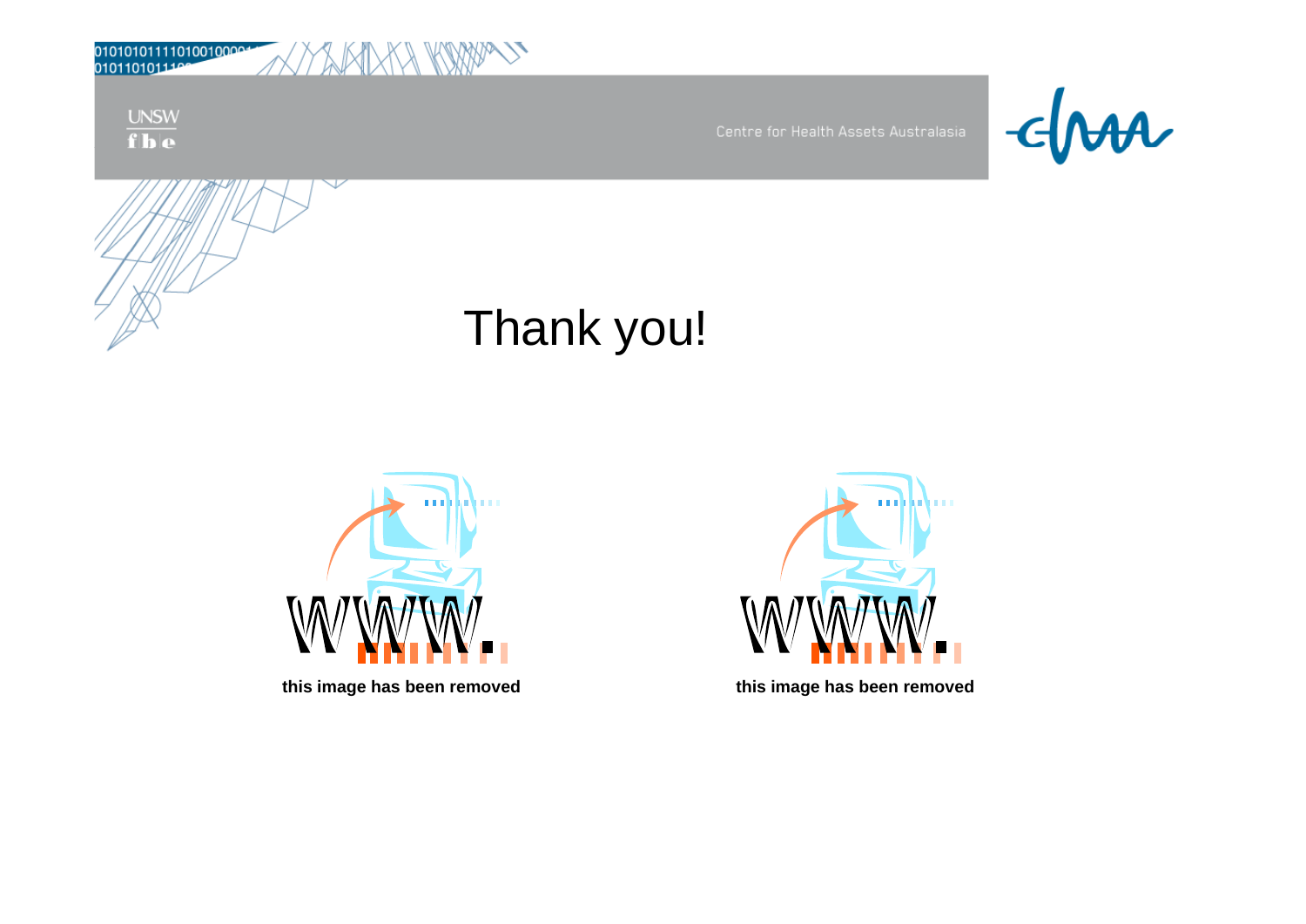# Thank you!

this image has been removed

this image has been removed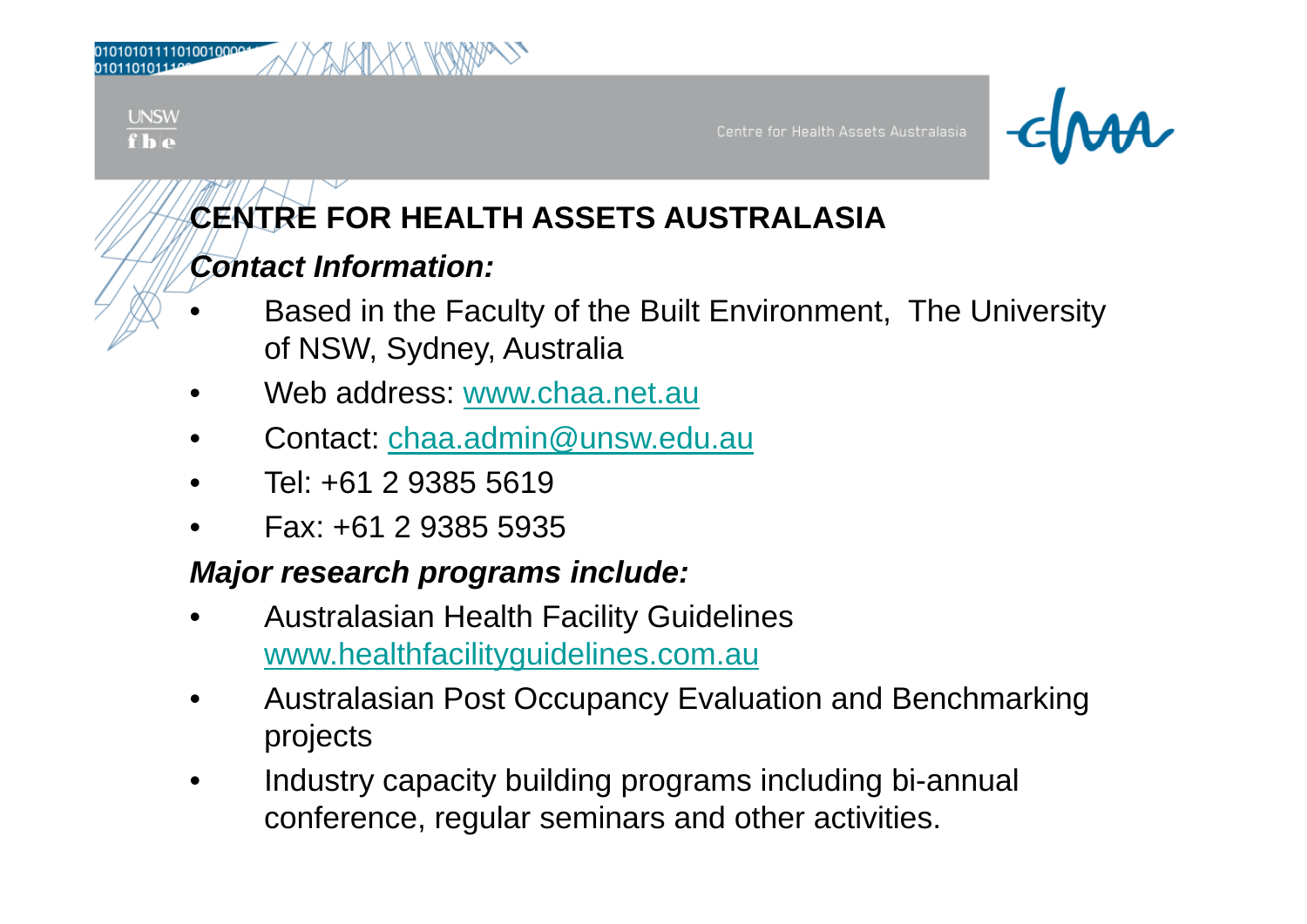# CENTRE FOR HEALTH ASSETS AUSTRALASIA

***Contact Information:***

- Based in the Faculty of the Built Environment, The University of NSW, Sydney, Australia
- Web address: www.chaa.net.au
- Contact: chaa.admin@unsw.edu.au
- Tel: +61 2 9385 5619
- Fax: +61 2 9385 5935

***Major research programs include:***

- Australasian Health Facility Guidelines www.healthfacilityguidelines.com.au
- Australasian Post Occupancy Evaluation and Benchmarking projects
- Industry capacity building programs including bi-annual conference, regular seminars and other activities.